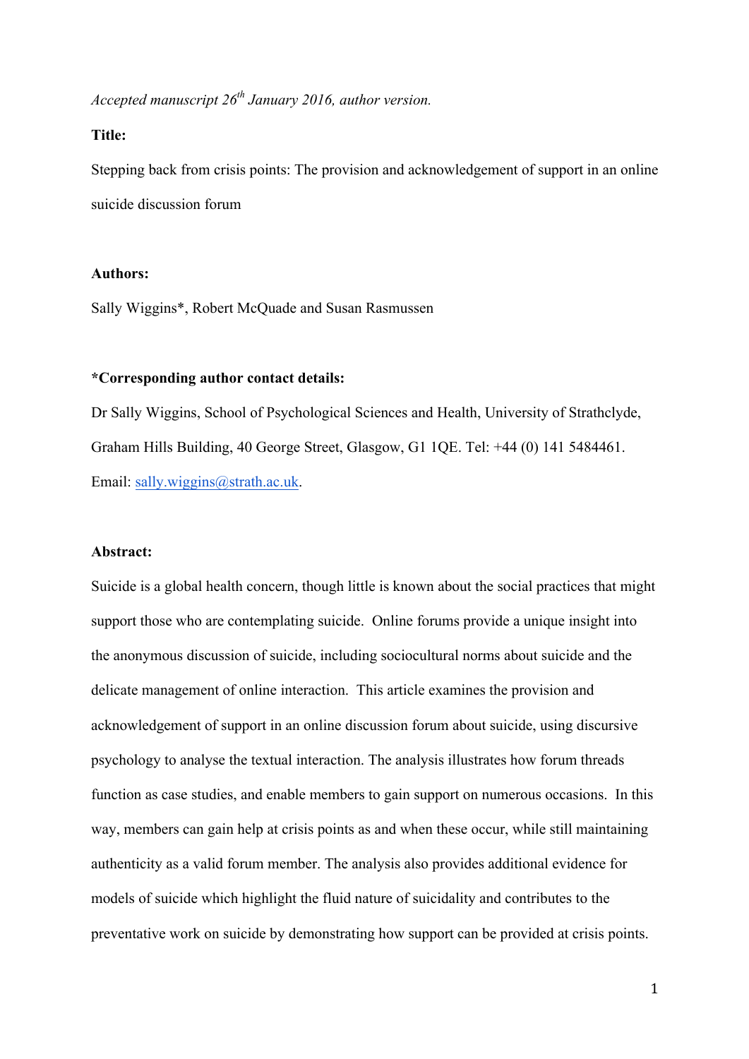*Accepted manuscript 26th January 2016, author version.*

**Title:**

Stepping back from crisis points: The provision and acknowledgement of support in an online suicide discussion forum

**Authors:**

Sally Wiggins*, Robert McQuade and Susan Rasmussen

***Corresponding author contact details:**

Dr Sally Wiggins, School of Psychological Sciences and Health, University of Strathclyde, Graham Hills Building, 40 George Street, Glasgow, G1 1QE. Tel: +44 (0) 141 5484461. Email: sally.wiggins@strath.ac.uk.

**Abstract:**

Suicide is a global health concern, though little is known about the social practices that might support those who are contemplating suicide. Online forums provide a unique insight into the anonymous discussion of suicide, including sociocultural norms about suicide and the delicate management of online interaction. This article examines the provision and acknowledgement of support in an online discussion forum about suicide, using discursive psychology to analyse the textual interaction. The analysis illustrates how forum threads function as case studies, and enable members to gain support on numerous occasions. In this way, members can gain help at crisis points as and when these occur, while still maintaining authenticity as a valid forum member. The analysis also provides additional evidence for models of suicide which highlight the fluid nature of suicidality and contributes to the preventative work on suicide by demonstrating how support can be provided at crisis points.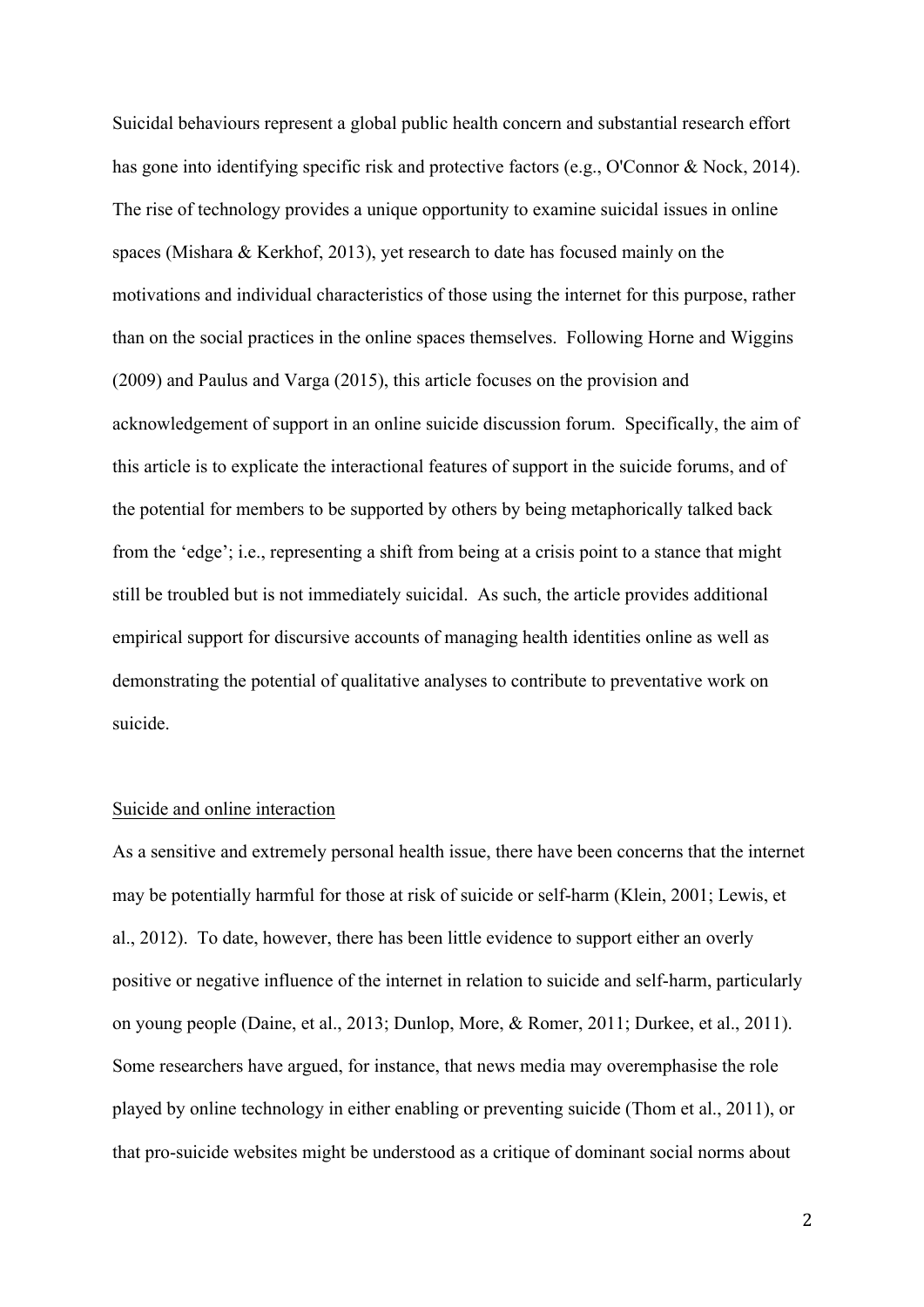Suicidal behaviours represent a global public health concern and substantial research effort has gone into identifying specific risk and protective factors (e.g., O'Connor & Nock, 2014). The rise of technology provides a unique opportunity to examine suicidal issues in online spaces (Mishara & Kerkhof, 2013), yet research to date has focused mainly on the motivations and individual characteristics of those using the internet for this purpose, rather than on the social practices in the online spaces themselves. Following Horne and Wiggins (2009) and Paulus and Varga (2015), this article focuses on the provision and acknowledgement of support in an online suicide discussion forum. Specifically, the aim of this article is to explicate the interactional features of support in the suicide forums, and of the potential for members to be supported by others by being metaphorically talked back from the 'edge'; i.e., representing a shift from being at a crisis point to a stance that might still be troubled but is not immediately suicidal. As such, the article provides additional empirical support for discursive accounts of managing health identities online as well as demonstrating the potential of qualitative analyses to contribute to preventative work on suicide.

## Suicide and online interaction

As a sensitive and extremely personal health issue, there have been concerns that the internet may be potentially harmful for those at risk of suicide or self-harm (Klein, 2001; Lewis, et al., 2012). To date, however, there has been little evidence to support either an overly positive or negative influence of the internet in relation to suicide and self-harm, particularly on young people (Daine, et al., 2013; Dunlop, More, & Romer, 2011; Durkee, et al., 2011). Some researchers have argued, for instance, that news media may overemphasise the role played by online technology in either enabling or preventing suicide (Thom et al., 2011), or that pro-suicide websites might be understood as a critique of dominant social norms about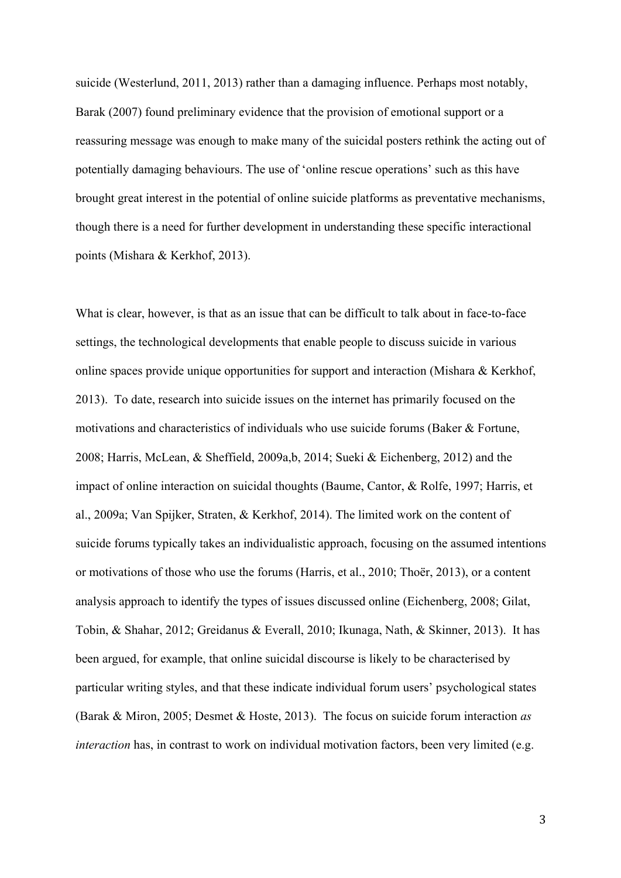suicide (Westerlund, 2011, 2013) rather than a damaging influence. Perhaps most notably, Barak (2007) found preliminary evidence that the provision of emotional support or a reassuring message was enough to make many of the suicidal posters rethink the acting out of potentially damaging behaviours. The use of 'online rescue operations' such as this have brought great interest in the potential of online suicide platforms as preventative mechanisms, though there is a need for further development in understanding these specific interactional points (Mishara & Kerkhof, 2013).

What is clear, however, is that as an issue that can be difficult to talk about in face-to-face settings, the technological developments that enable people to discuss suicide in various online spaces provide unique opportunities for support and interaction (Mishara & Kerkhof, 2013). To date, research into suicide issues on the internet has primarily focused on the motivations and characteristics of individuals who use suicide forums (Baker & Fortune, 2008; Harris, McLean, & Sheffield, 2009a,b, 2014; Sueki & Eichenberg, 2012) and the impact of online interaction on suicidal thoughts (Baume, Cantor, & Rolfe, 1997; Harris, et al., 2009a; Van Spijker, Straten, & Kerkhof, 2014). The limited work on the content of suicide forums typically takes an individualistic approach, focusing on the assumed intentions or motivations of those who use the forums (Harris, et al., 2010; Thoër, 2013), or a content analysis approach to identify the types of issues discussed online (Eichenberg, 2008; Gilat, Tobin, & Shahar, 2012; Greidanus & Everall, 2010; Ikunaga, Nath, & Skinner, 2013). It has been argued, for example, that online suicidal discourse is likely to be characterised by particular writing styles, and that these indicate individual forum users' psychological states (Barak & Miron, 2005; Desmet & Hoste, 2013). The focus on suicide forum interaction *as interaction* has, in contrast to work on individual motivation factors, been very limited (e.g.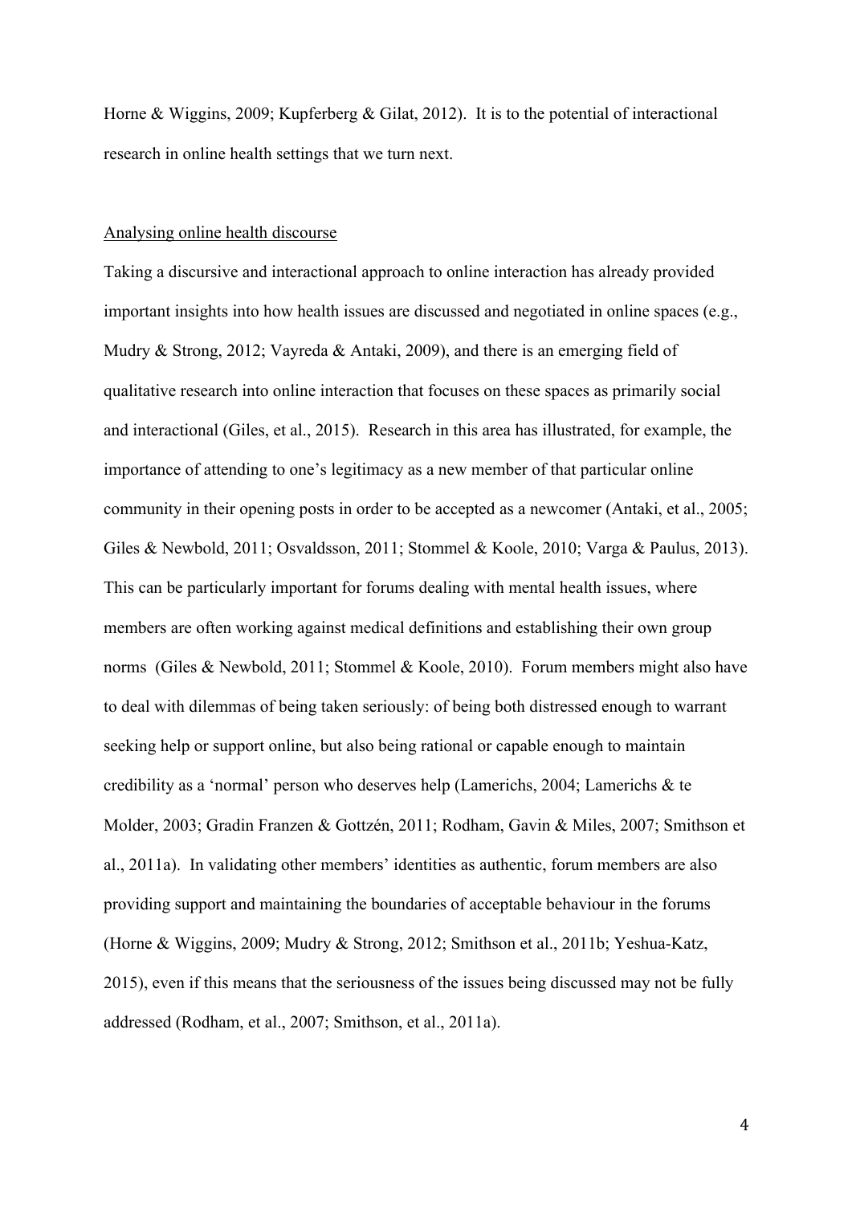Horne & Wiggins, 2009; Kupferberg & Gilat, 2012). It is to the potential of interactional research in online health settings that we turn next.

## Analysing online health discourse

Taking a discursive and interactional approach to online interaction has already provided important insights into how health issues are discussed and negotiated in online spaces (e.g., Mudry & Strong, 2012; Vayreda & Antaki, 2009), and there is an emerging field of qualitative research into online interaction that focuses on these spaces as primarily social and interactional (Giles, et al., 2015). Research in this area has illustrated, for example, the importance of attending to one's legitimacy as a new member of that particular online community in their opening posts in order to be accepted as a newcomer (Antaki, et al., 2005; Giles & Newbold, 2011; Osvaldsson, 2011; Stommel & Koole, 2010; Varga & Paulus, 2013). This can be particularly important for forums dealing with mental health issues, where members are often working against medical definitions and establishing their own group norms (Giles & Newbold, 2011; Stommel & Koole, 2010). Forum members might also have to deal with dilemmas of being taken seriously: of being both distressed enough to warrant seeking help or support online, but also being rational or capable enough to maintain credibility as a 'normal' person who deserves help (Lamerichs, 2004; Lamerichs & te Molder, 2003; Gradin Franzen & Gottzén, 2011; Rodham, Gavin & Miles, 2007; Smithson et al., 2011a). In validating other members' identities as authentic, forum members are also providing support and maintaining the boundaries of acceptable behaviour in the forums (Horne & Wiggins, 2009; Mudry & Strong, 2012; Smithson et al., 2011b; Yeshua-Katz, 2015), even if this means that the seriousness of the issues being discussed may not be fully addressed (Rodham, et al., 2007; Smithson, et al., 2011a).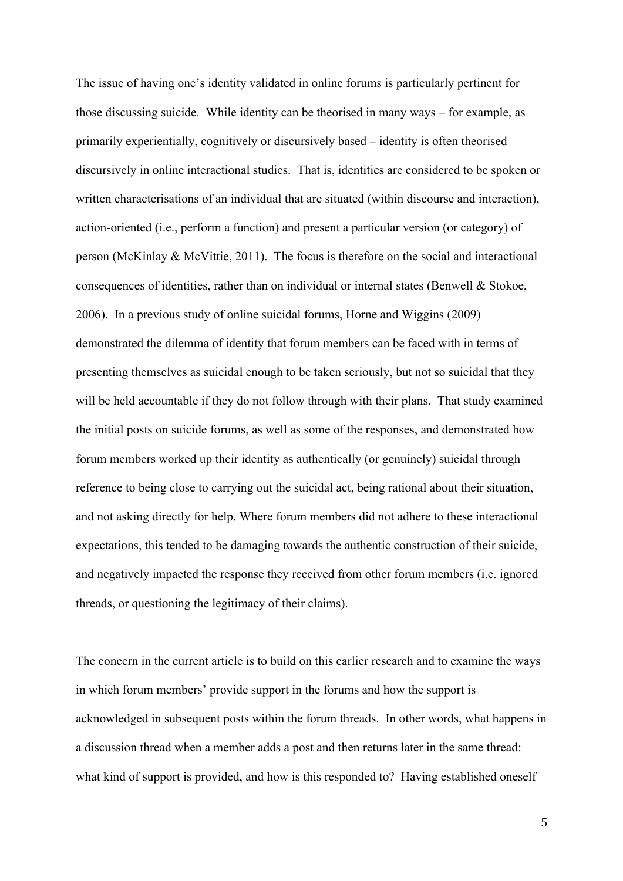The issue of having one's identity validated in online forums is particularly pertinent for those discussing suicide. While identity can be theorised in many ways – for example, as primarily experientially, cognitively or discursively based – identity is often theorised discursively in online interactional studies. That is, identities are considered to be spoken or written characterisations of an individual that are situated (within discourse and interaction), action-oriented (i.e., perform a function) and present a particular version (or category) of person (McKinlay & McVittie, 2011). The focus is therefore on the social and interactional consequences of identities, rather than on individual or internal states (Benwell & Stokoe, 2006). In a previous study of online suicidal forums, Horne and Wiggins (2009) demonstrated the dilemma of identity that forum members can be faced with in terms of presenting themselves as suicidal enough to be taken seriously, but not so suicidal that they will be held accountable if they do not follow through with their plans. That study examined the initial posts on suicide forums, as well as some of the responses, and demonstrated how forum members worked up their identity as authentically (or genuinely) suicidal through reference to being close to carrying out the suicidal act, being rational about their situation, and not asking directly for help. Where forum members did not adhere to these interactional expectations, this tended to be damaging towards the authentic construction of their suicide, and negatively impacted the response they received from other forum members (i.e. ignored threads, or questioning the legitimacy of their claims).

The concern in the current article is to build on this earlier research and to examine the ways in which forum members' provide support in the forums and how the support is acknowledged in subsequent posts within the forum threads. In other words, what happens in a discussion thread when a member adds a post and then returns later in the same thread: what kind of support is provided, and how is this responded to? Having established oneself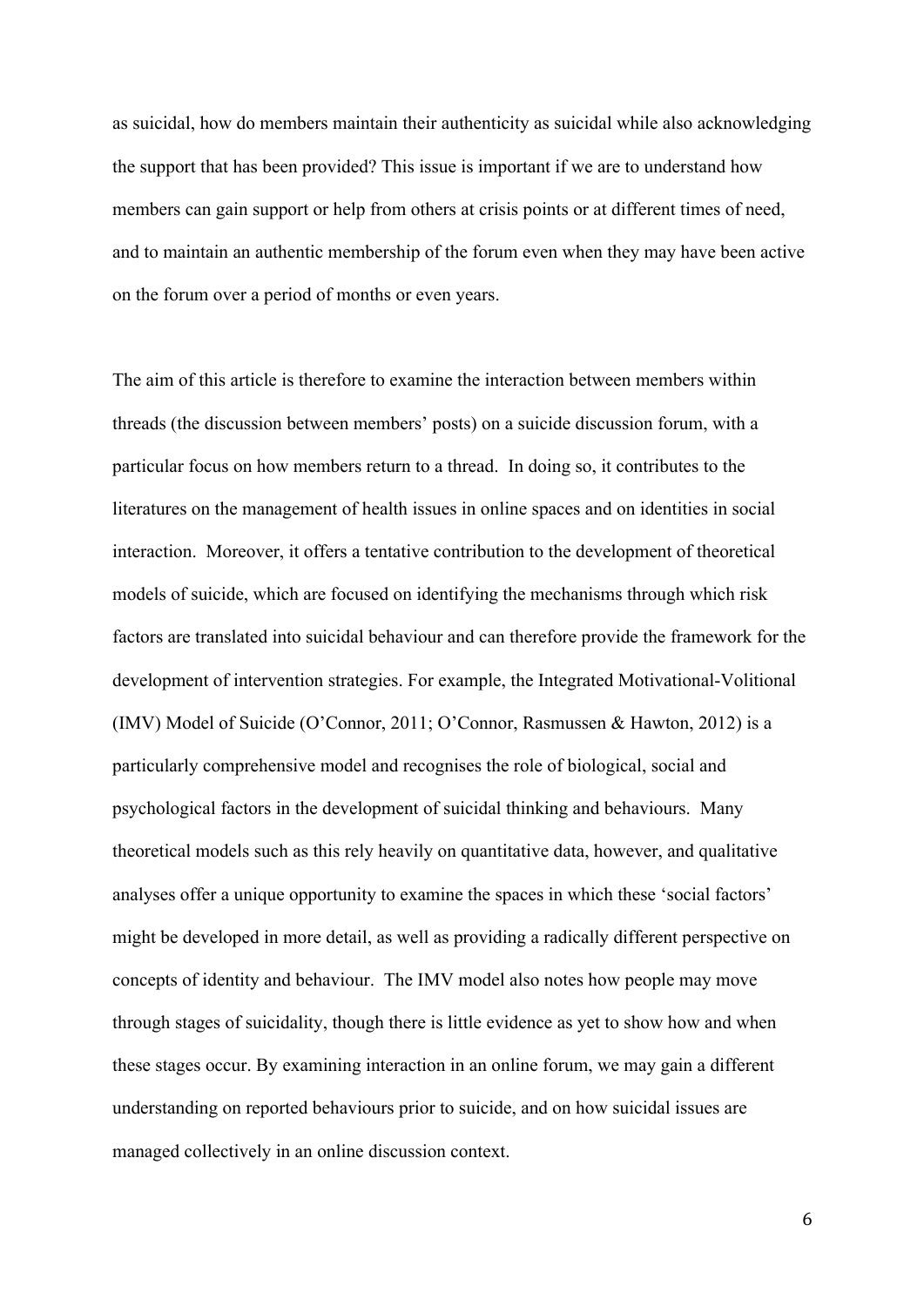as suicidal, how do members maintain their authenticity as suicidal while also acknowledging the support that has been provided? This issue is important if we are to understand how members can gain support or help from others at crisis points or at different times of need, and to maintain an authentic membership of the forum even when they may have been active on the forum over a period of months or even years.

The aim of this article is therefore to examine the interaction between members within threads (the discussion between members' posts) on a suicide discussion forum, with a particular focus on how members return to a thread. In doing so, it contributes to the literatures on the management of health issues in online spaces and on identities in social interaction. Moreover, it offers a tentative contribution to the development of theoretical models of suicide, which are focused on identifying the mechanisms through which risk factors are translated into suicidal behaviour and can therefore provide the framework for the development of intervention strategies. For example, the Integrated Motivational-Volitional (IMV) Model of Suicide (O'Connor, 2011; O'Connor, Rasmussen & Hawton, 2012) is a particularly comprehensive model and recognises the role of biological, social and psychological factors in the development of suicidal thinking and behaviours. Many theoretical models such as this rely heavily on quantitative data, however, and qualitative analyses offer a unique opportunity to examine the spaces in which these 'social factors' might be developed in more detail, as well as providing a radically different perspective on concepts of identity and behaviour. The IMV model also notes how people may move through stages of suicidality, though there is little evidence as yet to show how and when these stages occur. By examining interaction in an online forum, we may gain a different understanding on reported behaviours prior to suicide, and on how suicidal issues are managed collectively in an online discussion context.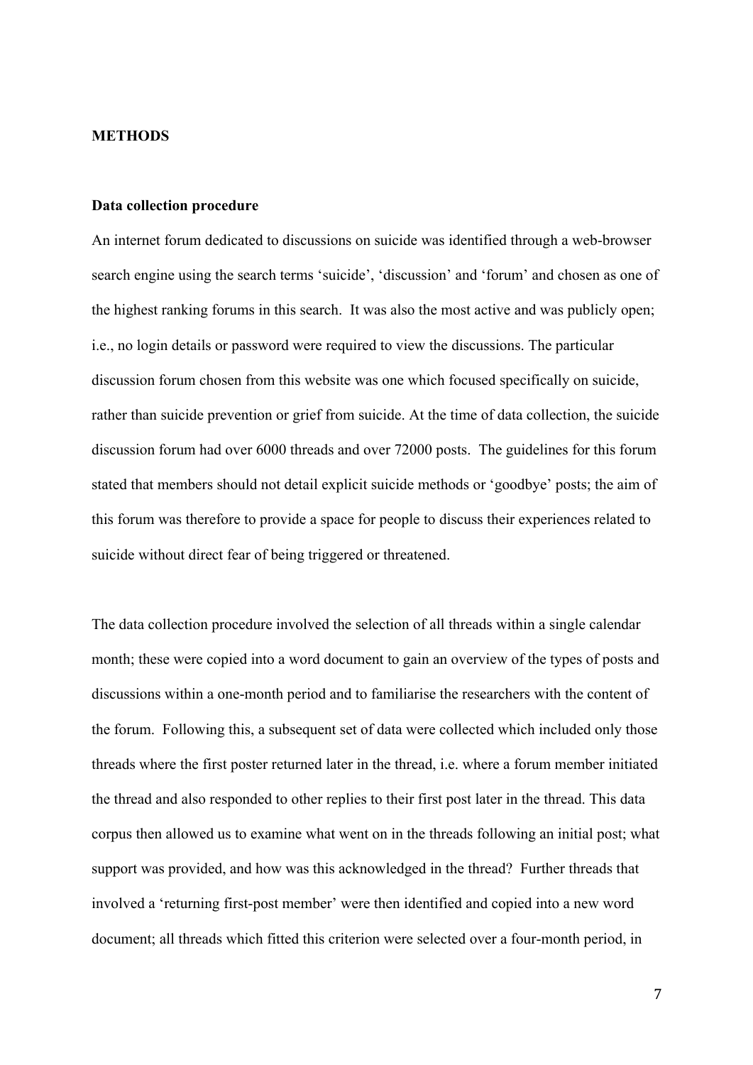## METHODS

### Data collection procedure

An internet forum dedicated to discussions on suicide was identified through a web-browser search engine using the search terms 'suicide', 'discussion' and 'forum' and chosen as one of the highest ranking forums in this search. It was also the most active and was publicly open; i.e., no login details or password were required to view the discussions. The particular discussion forum chosen from this website was one which focused specifically on suicide, rather than suicide prevention or grief from suicide. At the time of data collection, the suicide discussion forum had over 6000 threads and over 72000 posts. The guidelines for this forum stated that members should not detail explicit suicide methods or 'goodbye' posts; the aim of this forum was therefore to provide a space for people to discuss their experiences related to suicide without direct fear of being triggered or threatened.

The data collection procedure involved the selection of all threads within a single calendar month; these were copied into a word document to gain an overview of the types of posts and discussions within a one-month period and to familiarise the researchers with the content of the forum. Following this, a subsequent set of data were collected which included only those threads where the first poster returned later in the thread, i.e. where a forum member initiated the thread and also responded to other replies to their first post later in the thread. This data corpus then allowed us to examine what went on in the threads following an initial post; what support was provided, and how was this acknowledged in the thread? Further threads that involved a 'returning first-post member' were then identified and copied into a new word document; all threads which fitted this criterion were selected over a four-month period, in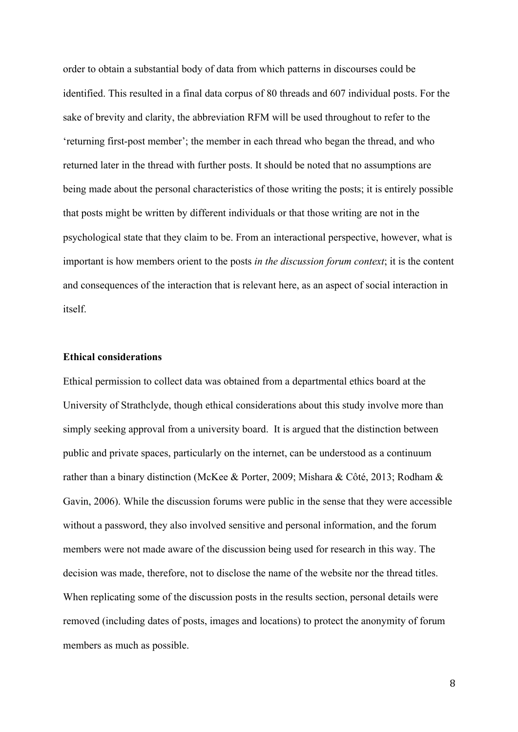order to obtain a substantial body of data from which patterns in discourses could be identified. This resulted in a final data corpus of 80 threads and 607 individual posts. For the sake of brevity and clarity, the abbreviation RFM will be used throughout to refer to the 'returning first-post member'; the member in each thread who began the thread, and who returned later in the thread with further posts. It should be noted that no assumptions are being made about the personal characteristics of those writing the posts; it is entirely possible that posts might be written by different individuals or that those writing are not in the psychological state that they claim to be. From an interactional perspective, however, what is important is how members orient to the posts *in the discussion forum context*; it is the content and consequences of the interaction that is relevant here, as an aspect of social interaction in itself.

**Ethical considerations**

Ethical permission to collect data was obtained from a departmental ethics board at the University of Strathclyde, though ethical considerations about this study involve more than simply seeking approval from a university board. It is argued that the distinction between public and private spaces, particularly on the internet, can be understood as a continuum rather than a binary distinction (McKee & Porter, 2009; Mishara & Côté, 2013; Rodham & Gavin, 2006). While the discussion forums were public in the sense that they were accessible without a password, they also involved sensitive and personal information, and the forum members were not made aware of the discussion being used for research in this way. The decision was made, therefore, not to disclose the name of the website nor the thread titles. When replicating some of the discussion posts in the results section, personal details were removed (including dates of posts, images and locations) to protect the anonymity of forum members as much as possible.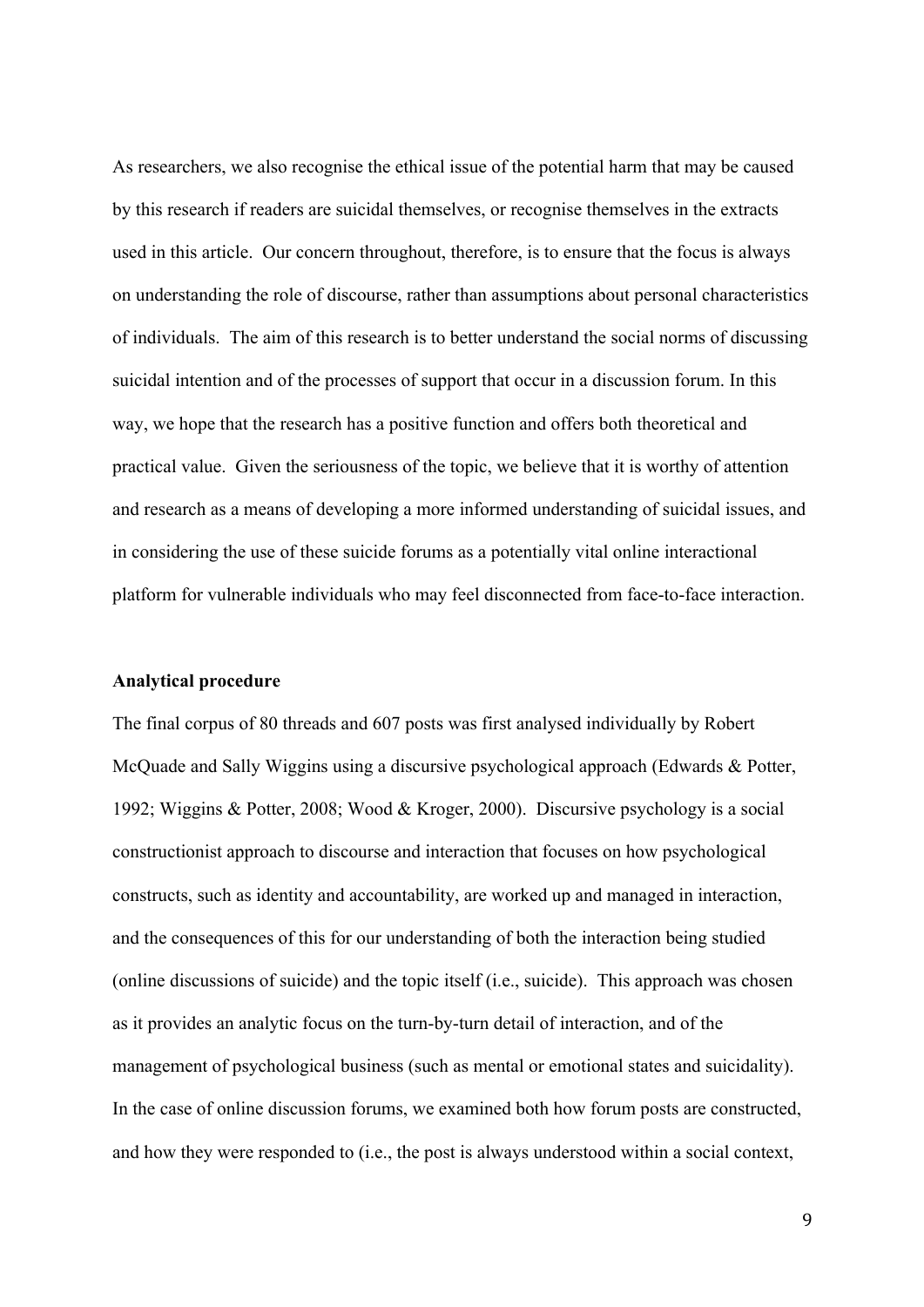As researchers, we also recognise the ethical issue of the potential harm that may be caused by this research if readers are suicidal themselves, or recognise themselves in the extracts used in this article. Our concern throughout, therefore, is to ensure that the focus is always on understanding the role of discourse, rather than assumptions about personal characteristics of individuals. The aim of this research is to better understand the social norms of discussing suicidal intention and of the processes of support that occur in a discussion forum. In this way, we hope that the research has a positive function and offers both theoretical and practical value. Given the seriousness of the topic, we believe that it is worthy of attention and research as a means of developing a more informed understanding of suicidal issues, and in considering the use of these suicide forums as a potentially vital online interactional platform for vulnerable individuals who may feel disconnected from face-to-face interaction.

**Analytical procedure**

The final corpus of 80 threads and 607 posts was first analysed individually by Robert McQuade and Sally Wiggins using a discursive psychological approach (Edwards & Potter, 1992; Wiggins & Potter, 2008; Wood & Kroger, 2000). Discursive psychology is a social constructionist approach to discourse and interaction that focuses on how psychological constructs, such as identity and accountability, are worked up and managed in interaction, and the consequences of this for our understanding of both the interaction being studied (online discussions of suicide) and the topic itself (i.e., suicide). This approach was chosen as it provides an analytic focus on the turn-by-turn detail of interaction, and of the management of psychological business (such as mental or emotional states and suicidality). In the case of online discussion forums, we examined both how forum posts are constructed, and how they were responded to (i.e., the post is always understood within a social context,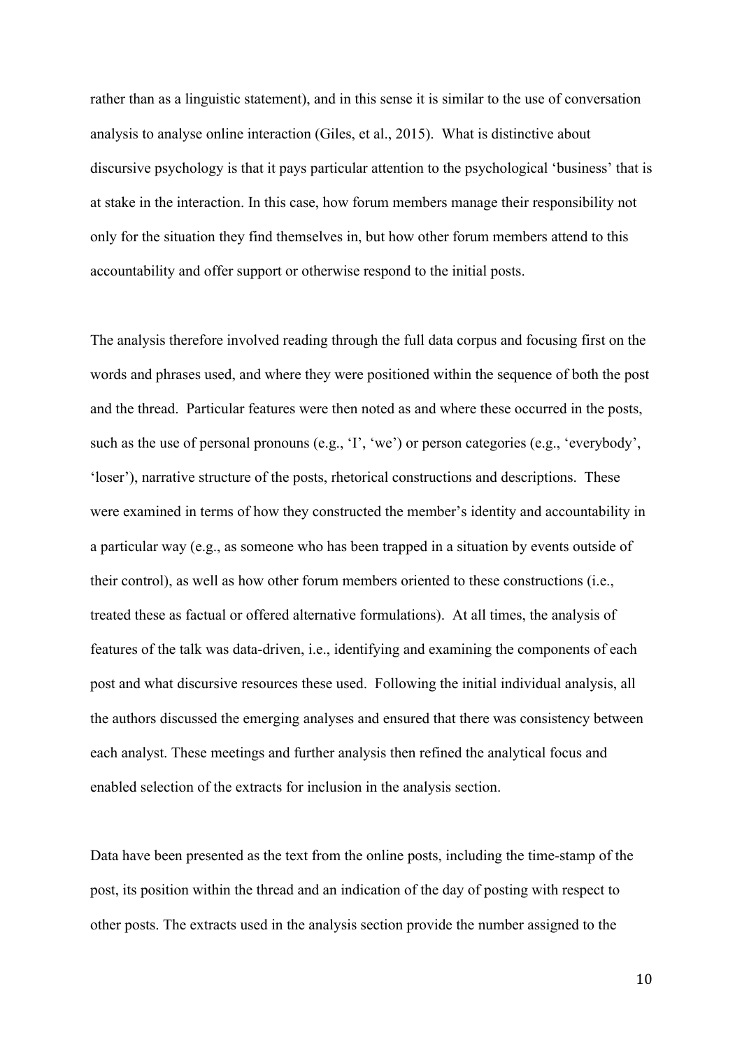rather than as a linguistic statement), and in this sense it is similar to the use of conversation analysis to analyse online interaction (Giles, et al., 2015). What is distinctive about discursive psychology is that it pays particular attention to the psychological 'business' that is at stake in the interaction. In this case, how forum members manage their responsibility not only for the situation they find themselves in, but how other forum members attend to this accountability and offer support or otherwise respond to the initial posts.

The analysis therefore involved reading through the full data corpus and focusing first on the words and phrases used, and where they were positioned within the sequence of both the post and the thread. Particular features were then noted as and where these occurred in the posts, such as the use of personal pronouns (e.g., 'I', 'we') or person categories (e.g., 'everybody', 'loser'), narrative structure of the posts, rhetorical constructions and descriptions. These were examined in terms of how they constructed the member's identity and accountability in a particular way (e.g., as someone who has been trapped in a situation by events outside of their control), as well as how other forum members oriented to these constructions (i.e., treated these as factual or offered alternative formulations). At all times, the analysis of features of the talk was data-driven, i.e., identifying and examining the components of each post and what discursive resources these used. Following the initial individual analysis, all the authors discussed the emerging analyses and ensured that there was consistency between each analyst. These meetings and further analysis then refined the analytical focus and enabled selection of the extracts for inclusion in the analysis section.

Data have been presented as the text from the online posts, including the time-stamp of the post, its position within the thread and an indication of the day of posting with respect to other posts. The extracts used in the analysis section provide the number assigned to the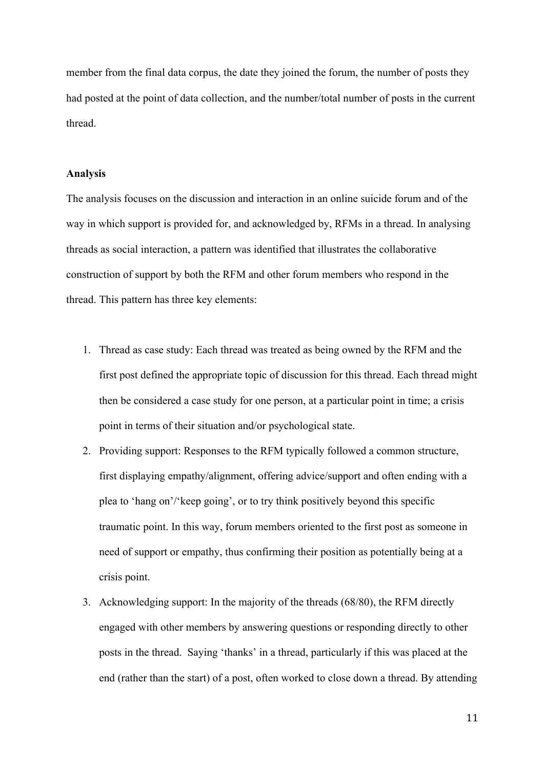member from the final data corpus, the date they joined the forum, the number of posts they had posted at the point of data collection, and the number/total number of posts in the current thread.

**Analysis**

The analysis focuses on the discussion and interaction in an online suicide forum and of the way in which support is provided for, and acknowledged by, RFMs in a thread. In analysing threads as social interaction, a pattern was identified that illustrates the collaborative construction of support by both the RFM and other forum members who respond in the thread. This pattern has three key elements:

1. Thread as case study: Each thread was treated as being owned by the RFM and the first post defined the appropriate topic of discussion for this thread. Each thread might then be considered a case study for one person, at a particular point in time; a crisis point in terms of their situation and/or psychological state.
2. Providing support: Responses to the RFM typically followed a common structure, first displaying empathy/alignment, offering advice/support and often ending with a plea to 'hang on'/'keep going', or to try think positively beyond this specific traumatic point. In this way, forum members oriented to the first post as someone in need of support or empathy, thus confirming their position as potentially being at a crisis point.
3. Acknowledging support: In the majority of the threads (68/80), the RFM directly engaged with other members by answering questions or responding directly to other posts in the thread. Saying 'thanks' in a thread, particularly if this was placed at the end (rather than the start) of a post, often worked to close down a thread. By attending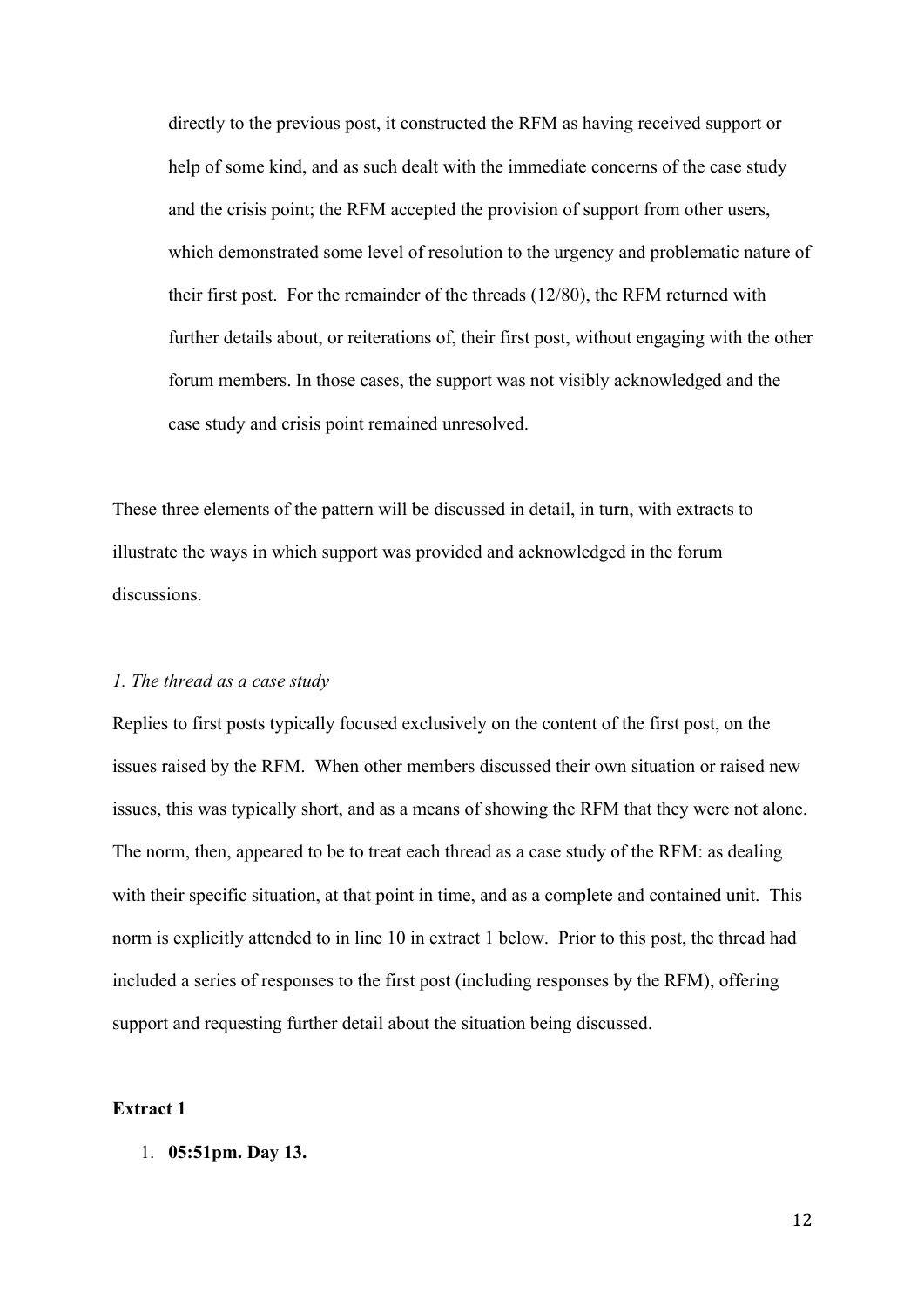directly to the previous post, it constructed the RFM as having received support or help of some kind, and as such dealt with the immediate concerns of the case study and the crisis point; the RFM accepted the provision of support from other users, which demonstrated some level of resolution to the urgency and problematic nature of their first post. For the remainder of the threads (12/80), the RFM returned with further details about, or reiterations of, their first post, without engaging with the other forum members. In those cases, the support was not visibly acknowledged and the case study and crisis point remained unresolved.

These three elements of the pattern will be discussed in detail, in turn, with extracts to illustrate the ways in which support was provided and acknowledged in the forum discussions.

*1. The thread as a case study*

Replies to first posts typically focused exclusively on the content of the first post, on the issues raised by the RFM. When other members discussed their own situation or raised new issues, this was typically short, and as a means of showing the RFM that they were not alone. The norm, then, appeared to be to treat each thread as a case study of the RFM: as dealing with their specific situation, at that point in time, and as a complete and contained unit. This norm is explicitly attended to in line 10 in extract 1 below. Prior to this post, the thread had included a series of responses to the first post (including responses by the RFM), offering support and requesting further detail about the situation being discussed.

**Extract 1**

1. **05:51pm. Day 13.**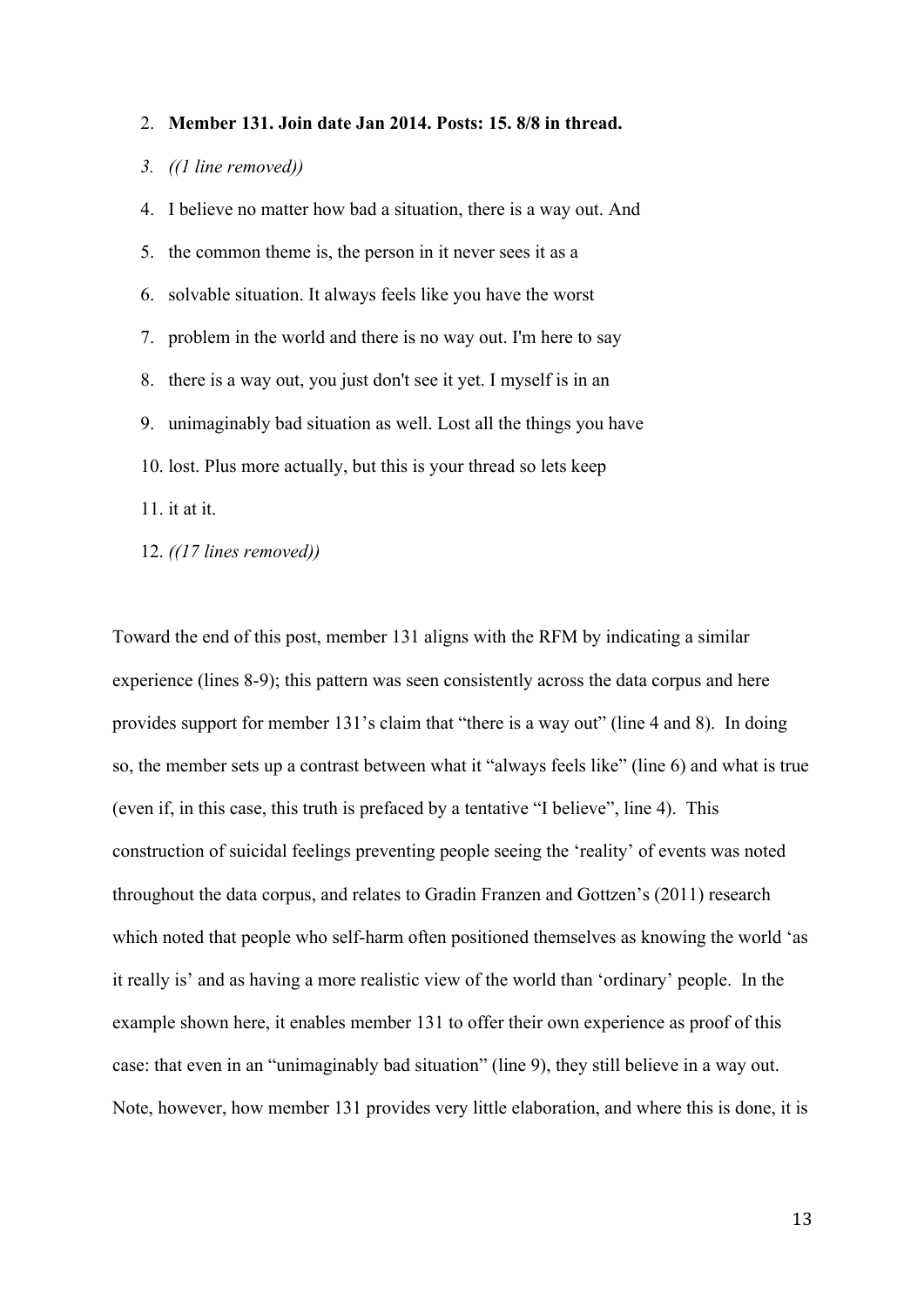2. **Member 131. Join date Jan 2014. Posts: 15. 8/8 in thread.**
3. *((1 line removed))*
4. I believe no matter how bad a situation, there is a way out. And
5. the common theme is, the person in it never sees it as a
6. solvable situation. It always feels like you have the worst
7. problem in the world and there is no way out. I'm here to say
8. there is a way out, you just don't see it yet. I myself is in an
9. unimaginably bad situation as well. Lost all the things you have
10. lost. Plus more actually, but this is your thread so lets keep
11. it at it.
12. *((17 lines removed))*

Toward the end of this post, member 131 aligns with the RFM by indicating a similar experience (lines 8-9); this pattern was seen consistently across the data corpus and here provides support for member 131's claim that "there is a way out" (line 4 and 8). In doing so, the member sets up a contrast between what it "always feels like" (line 6) and what is true (even if, in this case, this truth is prefaced by a tentative "I believe", line 4). This construction of suicidal feelings preventing people seeing the 'reality' of events was noted throughout the data corpus, and relates to Gradin Franzen and Gottzen's (2011) research which noted that people who self-harm often positioned themselves as knowing the world 'as it really is' and as having a more realistic view of the world than 'ordinary' people. In the example shown here, it enables member 131 to offer their own experience as proof of this case: that even in an "unimaginably bad situation" (line 9), they still believe in a way out. Note, however, how member 131 provides very little elaboration, and where this is done, it is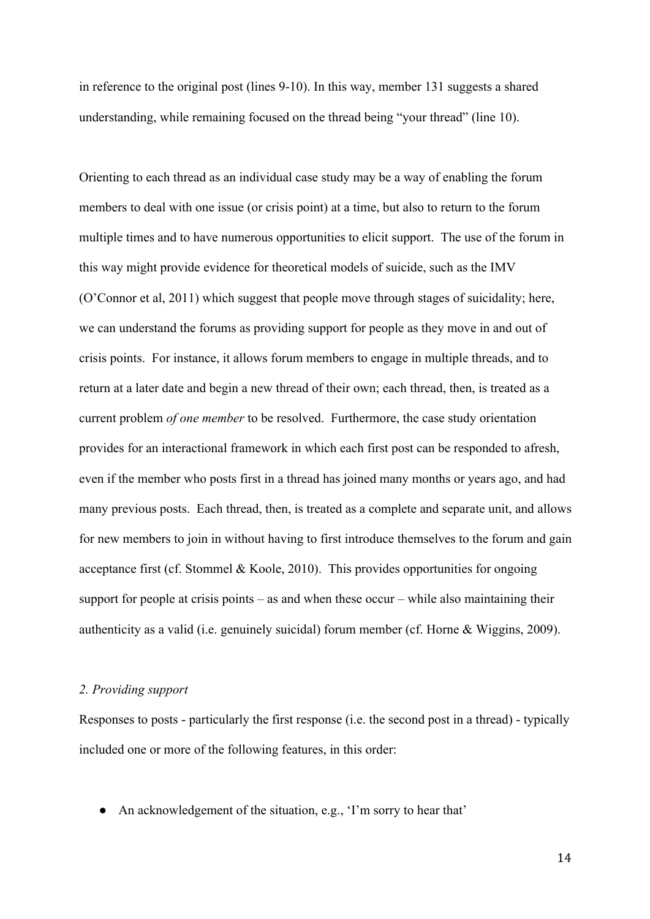in reference to the original post (lines 9-10). In this way, member 131 suggests a shared understanding, while remaining focused on the thread being “your thread” (line 10).

Orienting to each thread as an individual case study may be a way of enabling the forum members to deal with one issue (or crisis point) at a time, but also to return to the forum multiple times and to have numerous opportunities to elicit support. The use of the forum in this way might provide evidence for theoretical models of suicide, such as the IMV (O’Connor et al, 2011) which suggest that people move through stages of suicidality; here, we can understand the forums as providing support for people as they move in and out of crisis points. For instance, it allows forum members to engage in multiple threads, and to return at a later date and begin a new thread of their own; each thread, then, is treated as a current problem *of one member* to be resolved. Furthermore, the case study orientation provides for an interactional framework in which each first post can be responded to afresh, even if the member who posts first in a thread has joined many months or years ago, and had many previous posts. Each thread, then, is treated as a complete and separate unit, and allows for new members to join in without having to first introduce themselves to the forum and gain acceptance first (cf. Stommel & Koole, 2010). This provides opportunities for ongoing support for people at crisis points – as and when these occur – while also maintaining their authenticity as a valid (i.e. genuinely suicidal) forum member (cf. Horne & Wiggins, 2009).

### *2. Providing support*

Responses to posts - particularly the first response (i.e. the second post in a thread) - typically included one or more of the following features, in this order:

- An acknowledgement of the situation, e.g., ‘I’m sorry to hear that’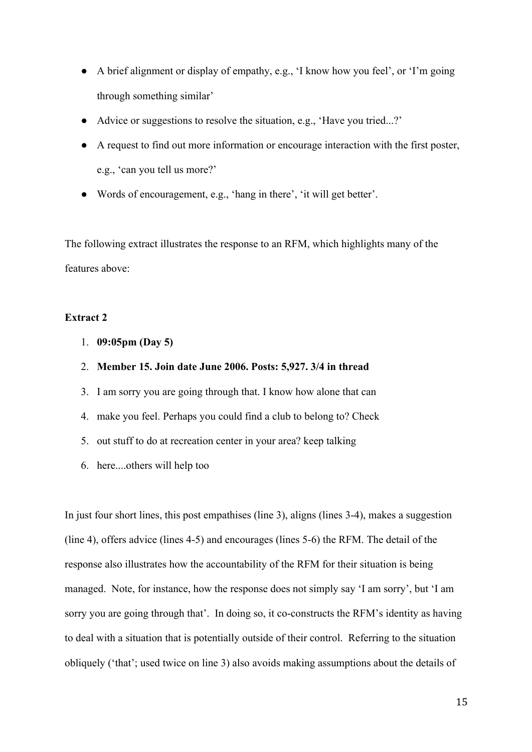- A brief alignment or display of empathy, e.g., 'I know how you feel', or 'I'm going through something similar'
- Advice or suggestions to resolve the situation, e.g., 'Have you tried...?'
- A request to find out more information or encourage interaction with the first poster, e.g., 'can you tell us more?'
- Words of encouragement, e.g., 'hang in there', 'it will get better'.

The following extract illustrates the response to an RFM, which highlights many of the features above:

**Extract 2**

1. **09:05pm (Day 5)**
2. **Member 15. Join date June 2006. Posts: 5,927. 3/4 in thread**
3. I am sorry you are going through that. I know how alone that can
4. make you feel. Perhaps you could find a club to belong to? Check
5. out stuff to do at recreation center in your area? keep talking
6. here....others will help too

In just four short lines, this post empathises (line 3), aligns (lines 3-4), makes a suggestion (line 4), offers advice (lines 4-5) and encourages (lines 5-6) the RFM. The detail of the response also illustrates how the accountability of the RFM for their situation is being managed. Note, for instance, how the response does not simply say 'I am sorry', but 'I am sorry you are going through that'. In doing so, it co-constructs the RFM's identity as having to deal with a situation that is potentially outside of their control. Referring to the situation obliquely ('that'; used twice on line 3) also avoids making assumptions about the details of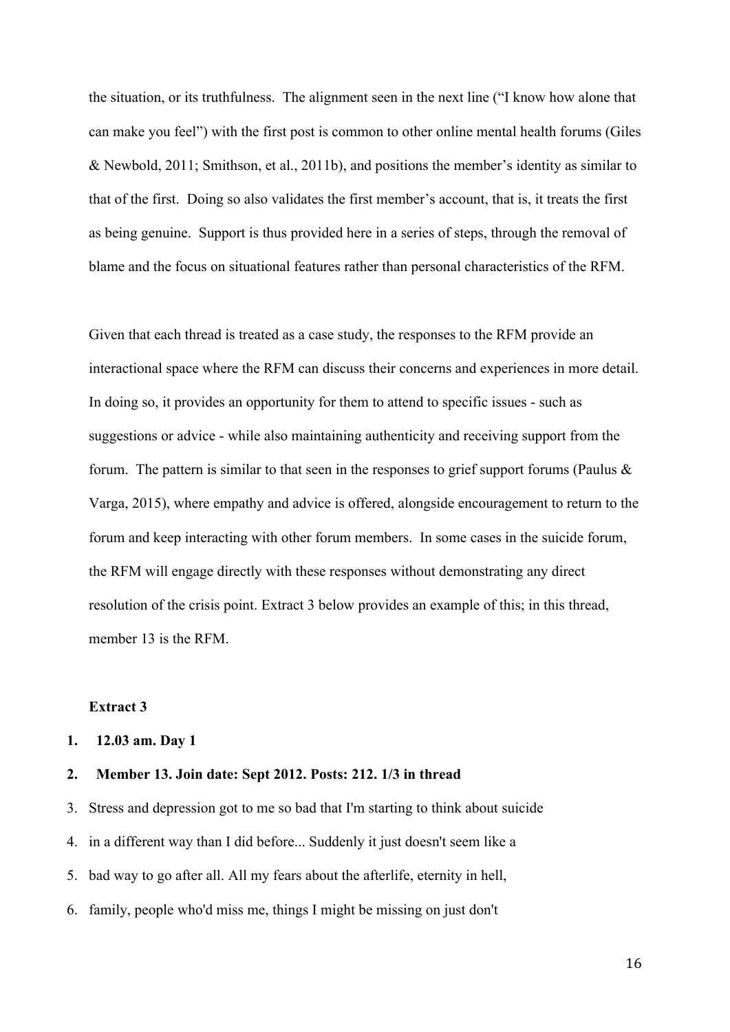the situation, or its truthfulness. The alignment seen in the next line ("I know how alone that can make you feel") with the first post is common to other online mental health forums (Giles & Newbold, 2011; Smithson, et al., 2011b), and positions the member's identity as similar to that of the first. Doing so also validates the first member's account, that is, it treats the first as being genuine. Support is thus provided here in a series of steps, through the removal of blame and the focus on situational features rather than personal characteristics of the RFM.

Given that each thread is treated as a case study, the responses to the RFM provide an interactional space where the RFM can discuss their concerns and experiences in more detail. In doing so, it provides an opportunity for them to attend to specific issues - such as suggestions or advice - while also maintaining authenticity and receiving support from the forum. The pattern is similar to that seen in the responses to grief support forums (Paulus & Varga, 2015), where empathy and advice is offered, alongside encouragement to return to the forum and keep interacting with other forum members. In some cases in the suicide forum, the RFM will engage directly with these responses without demonstrating any direct resolution of the crisis point. Extract 3 below provides an example of this; in this thread, member 13 is the RFM.

**Extract 3**

1. **12.03 am. Day 1**
2. **Member 13. Join date: Sept 2012. Posts: 212. 1/3 in thread**
3. Stress and depression got to me so bad that I'm starting to think about suicide
4. in a different way than I did before... Suddenly it just doesn't seem like a
5. bad way to go after all. All my fears about the afterlife, eternity in hell,
6. family, people who'd miss me, things I might be missing on just don't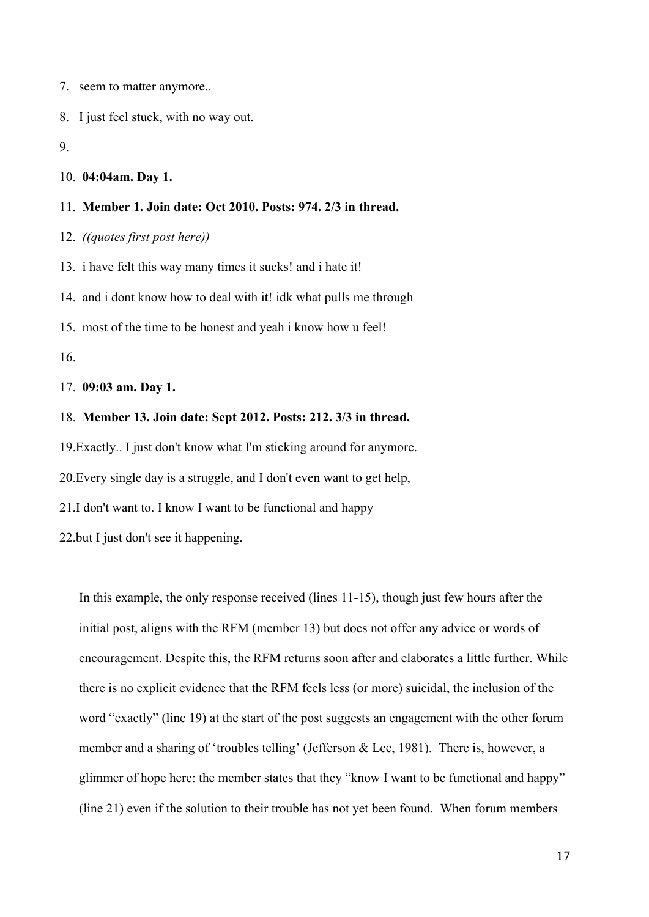7. seem to matter anymore..

8. I just feel stuck, with no way out.

9.

10. **04:04am. Day 1.**

11. **Member 1. Join date: Oct 2010. Posts: 974. 2/3 in thread.**

12. *((quotes first post here))*

13. i have felt this way many times it sucks! and i hate it!

14. and i dont know how to deal with it! idk what pulls me through

15. most of the time to be honest and yeah i know how u feel!

16.

17. **09:03 am. Day 1.**

18. **Member 13. Join date: Sept 2012. Posts: 212. 3/3 in thread.**

19. Exactly.. I just don't know what I'm sticking around for anymore.

20. Every single day is a struggle, and I don't even want to get help,

21. I don't want to. I know I want to be functional and happy

22. but I just don't see it happening.

In this example, the only response received (lines 11-15), though just few hours after the initial post, aligns with the RFM (member 13) but does not offer any advice or words of encouragement. Despite this, the RFM returns soon after and elaborates a little further. While there is no explicit evidence that the RFM feels less (or more) suicidal, the inclusion of the word "exactly" (line 19) at the start of the post suggests an engagement with the other forum member and a sharing of 'troubles telling' (Jefferson & Lee, 1981). There is, however, a glimmer of hope here: the member states that they "know I want to be functional and happy" (line 21) even if the solution to their trouble has not yet been found. When forum members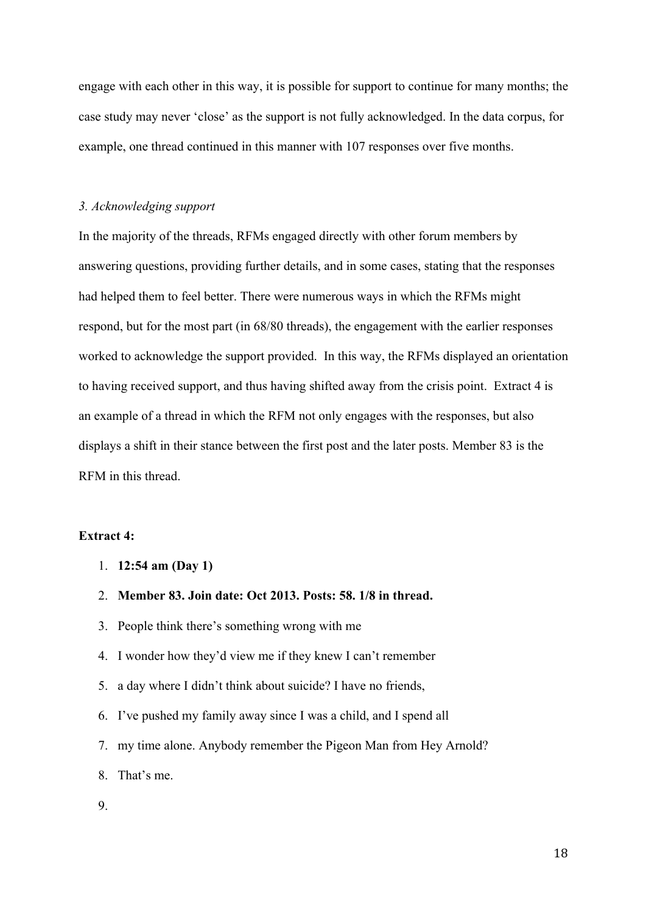engage with each other in this way, it is possible for support to continue for many months; the case study may never 'close' as the support is not fully acknowledged. In the data corpus, for example, one thread continued in this manner with 107 responses over five months.

### *3. Acknowledging support*

In the majority of the threads, RFMs engaged directly with other forum members by answering questions, providing further details, and in some cases, stating that the responses had helped them to feel better. There were numerous ways in which the RFMs might respond, but for the most part (in 68/80 threads), the engagement with the earlier responses worked to acknowledge the support provided. In this way, the RFMs displayed an orientation to having received support, and thus having shifted away from the crisis point. Extract 4 is an example of a thread in which the RFM not only engages with the responses, but also displays a shift in their stance between the first post and the later posts. Member 83 is the RFM in this thread.

**Extract 4:**

1. **12:54 am (Day 1)**
2. **Member 83. Join date: Oct 2013. Posts: 58. 1/8 in thread.**
3. People think there's something wrong with me
4. I wonder how they'd view me if they knew I can't remember
5. a day where I didn't think about suicide? I have no friends,
6. I've pushed my family away since I was a child, and I spend all
7. my time alone. Anybody remember the Pigeon Man from Hey Arnold?
8. That's me.
9.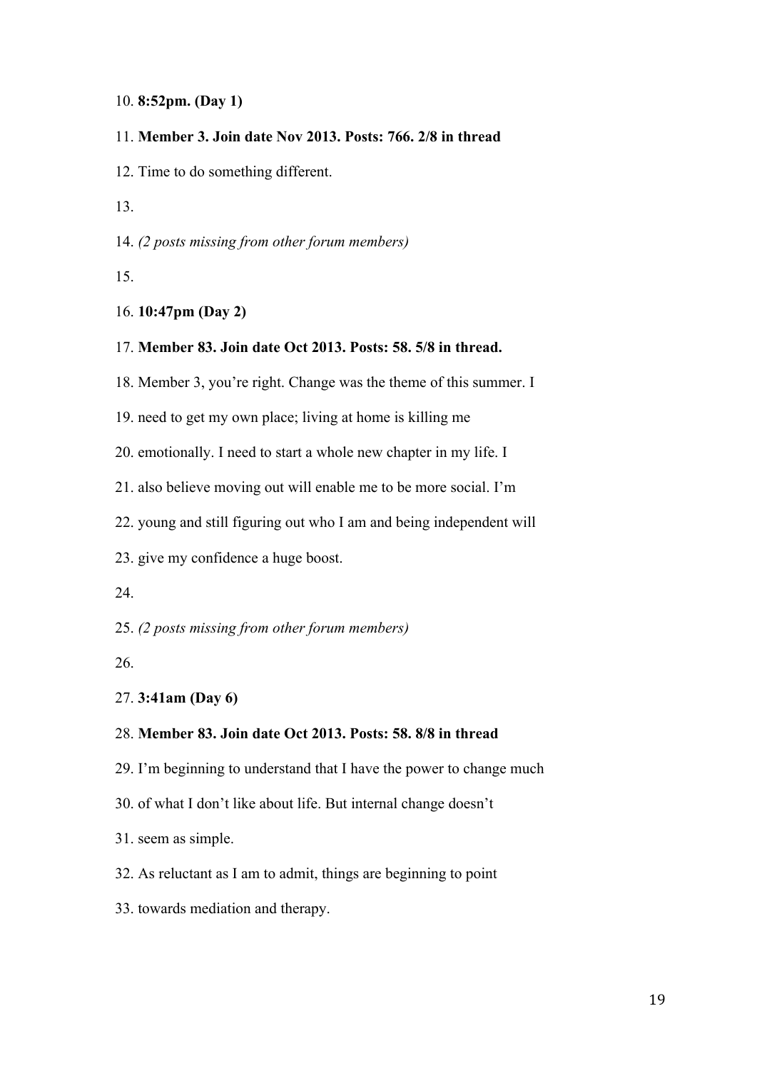10. **8:52pm. (Day 1)**

11. **Member 3. Join date Nov 2013. Posts: 766. 2/8 in thread**

12. Time to do something different.

13.

14. *(2 posts missing from other forum members)*

15.

16. **10:47pm (Day 2)**

17. **Member 83. Join date Oct 2013. Posts: 58. 5/8 in thread.**

18. Member 3, you're right. Change was the theme of this summer. I

19. need to get my own place; living at home is killing me

20. emotionally. I need to start a whole new chapter in my life. I

21. also believe moving out will enable me to be more social. I'm

22. young and still figuring out who I am and being independent will

23. give my confidence a huge boost.

24.

25. *(2 posts missing from other forum members)*

26.

27. **3:41am (Day 6)**

28. **Member 83. Join date Oct 2013. Posts: 58. 8/8 in thread**

29. I'm beginning to understand that I have the power to change much

30. of what I don't like about life. But internal change doesn't

31. seem as simple.

32. As reluctant as I am to admit, things are beginning to point

33. towards mediation and therapy.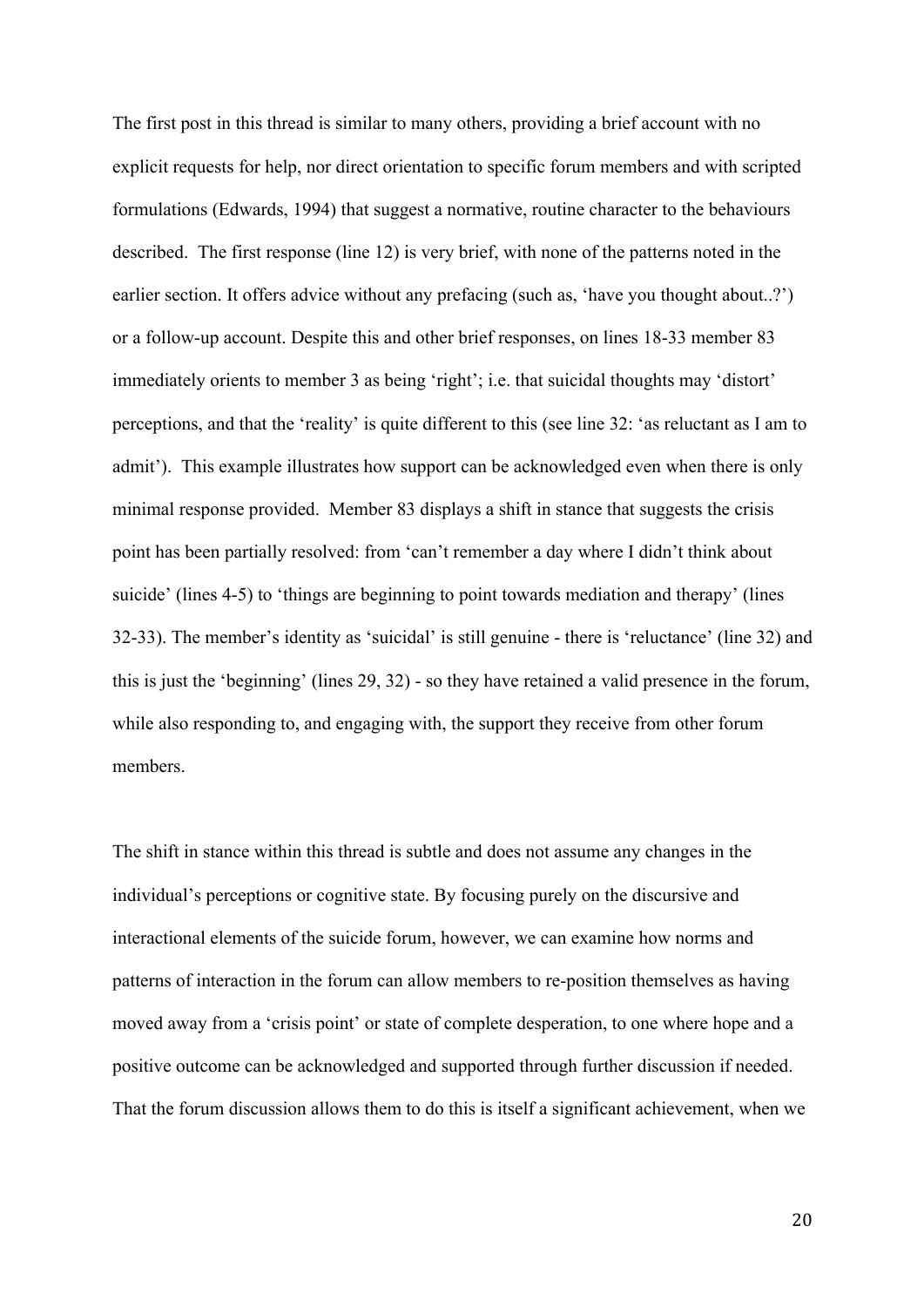The first post in this thread is similar to many others, providing a brief account with no explicit requests for help, nor direct orientation to specific forum members and with scripted formulations (Edwards, 1994) that suggest a normative, routine character to the behaviours described. The first response (line 12) is very brief, with none of the patterns noted in the earlier section. It offers advice without any prefacing (such as, 'have you thought about..?') or a follow-up account. Despite this and other brief responses, on lines 18-33 member 83 immediately orients to member 3 as being 'right'; i.e. that suicidal thoughts may 'distort' perceptions, and that the 'reality' is quite different to this (see line 32: 'as reluctant as I am to admit'). This example illustrates how support can be acknowledged even when there is only minimal response provided. Member 83 displays a shift in stance that suggests the crisis point has been partially resolved: from 'can't remember a day where I didn't think about suicide' (lines 4-5) to 'things are beginning to point towards mediation and therapy' (lines 32-33). The member's identity as 'suicidal' is still genuine - there is 'reluctance' (line 32) and this is just the 'beginning' (lines 29, 32) - so they have retained a valid presence in the forum, while also responding to, and engaging with, the support they receive from other forum members.

The shift in stance within this thread is subtle and does not assume any changes in the individual's perceptions or cognitive state. By focusing purely on the discursive and interactional elements of the suicide forum, however, we can examine how norms and patterns of interaction in the forum can allow members to re-position themselves as having moved away from a 'crisis point' or state of complete desperation, to one where hope and a positive outcome can be acknowledged and supported through further discussion if needed. That the forum discussion allows them to do this is itself a significant achievement, when we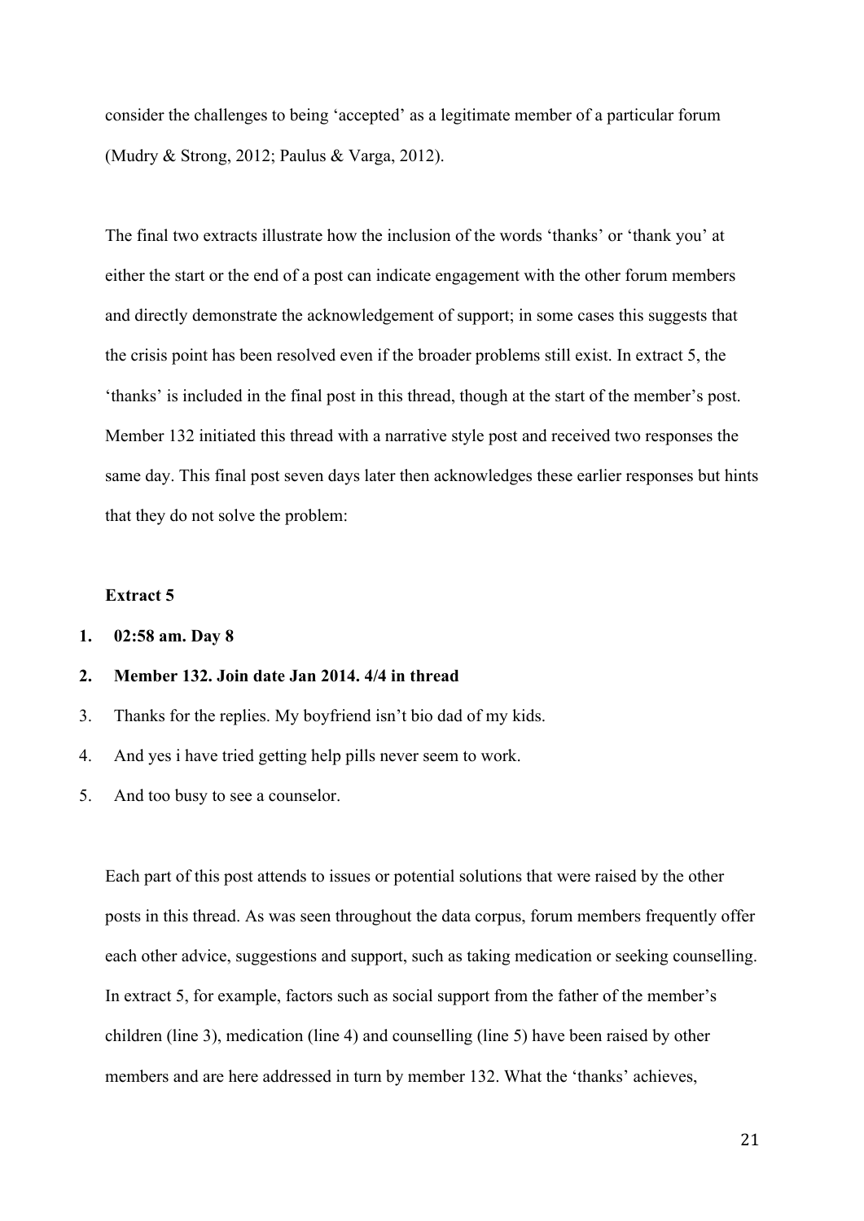consider the challenges to being 'accepted' as a legitimate member of a particular forum (Mudry & Strong, 2012; Paulus & Varga, 2012).

The final two extracts illustrate how the inclusion of the words 'thanks' or 'thank you' at either the start or the end of a post can indicate engagement with the other forum members and directly demonstrate the acknowledgement of support; in some cases this suggests that the crisis point has been resolved even if the broader problems still exist. In extract 5, the 'thanks' is included in the final post in this thread, though at the start of the member's post. Member 132 initiated this thread with a narrative style post and received two responses the same day. This final post seven days later then acknowledges these earlier responses but hints that they do not solve the problem:

**Extract 5**

1. **02:58 am. Day 8**
2. **Member 132. Join date Jan 2014. 4/4 in thread**
3. Thanks for the replies. My boyfriend isn't bio dad of my kids.
4. And yes i have tried getting help pills never seem to work.
5. And too busy to see a counselor.

Each part of this post attends to issues or potential solutions that were raised by the other posts in this thread. As was seen throughout the data corpus, forum members frequently offer each other advice, suggestions and support, such as taking medication or seeking counselling. In extract 5, for example, factors such as social support from the father of the member's children (line 3), medication (line 4) and counselling (line 5) have been raised by other members and are here addressed in turn by member 132. What the 'thanks' achieves,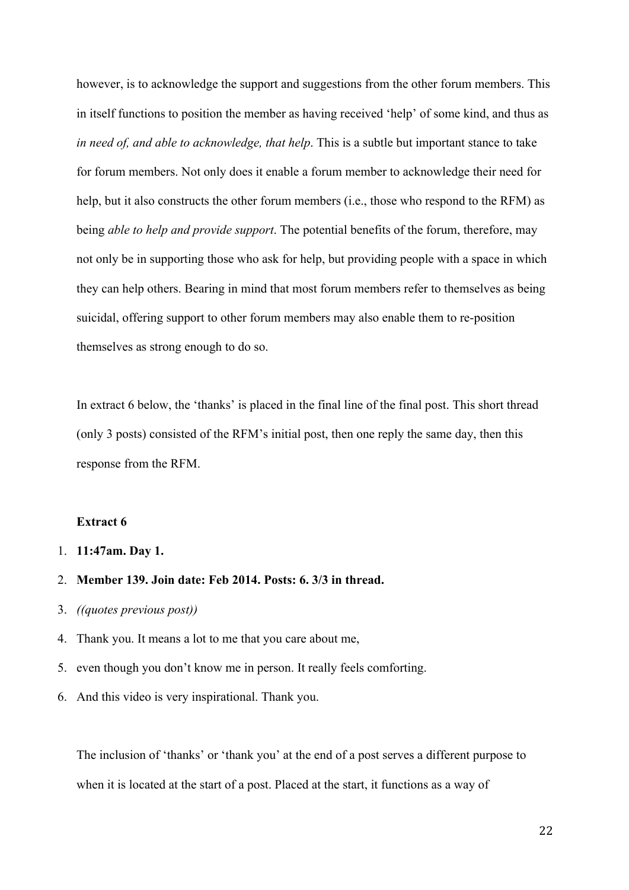however, is to acknowledge the support and suggestions from the other forum members. This in itself functions to position the member as having received 'help' of some kind, and thus as *in need of, and able to acknowledge, that help*. This is a subtle but important stance to take for forum members. Not only does it enable a forum member to acknowledge their need for help, but it also constructs the other forum members (i.e., those who respond to the RFM) as being *able to help and provide support*. The potential benefits of the forum, therefore, may not only be in supporting those who ask for help, but providing people with a space in which they can help others. Bearing in mind that most forum members refer to themselves as being suicidal, offering support to other forum members may also enable them to re-position themselves as strong enough to do so.

In extract 6 below, the 'thanks' is placed in the final line of the final post. This short thread (only 3 posts) consisted of the RFM's initial post, then one reply the same day, then this response from the RFM.

**Extract 6**

1. **11:47am. Day 1.**
2. **Member 139. Join date: Feb 2014. Posts: 6. 3/3 in thread.**
3. *((quotes previous post))*
4. Thank you. It means a lot to me that you care about me,
5. even though you don't know me in person. It really feels comforting.
6. And this video is very inspirational. Thank you.

The inclusion of 'thanks' or 'thank you' at the end of a post serves a different purpose to when it is located at the start of a post. Placed at the start, it functions as a way of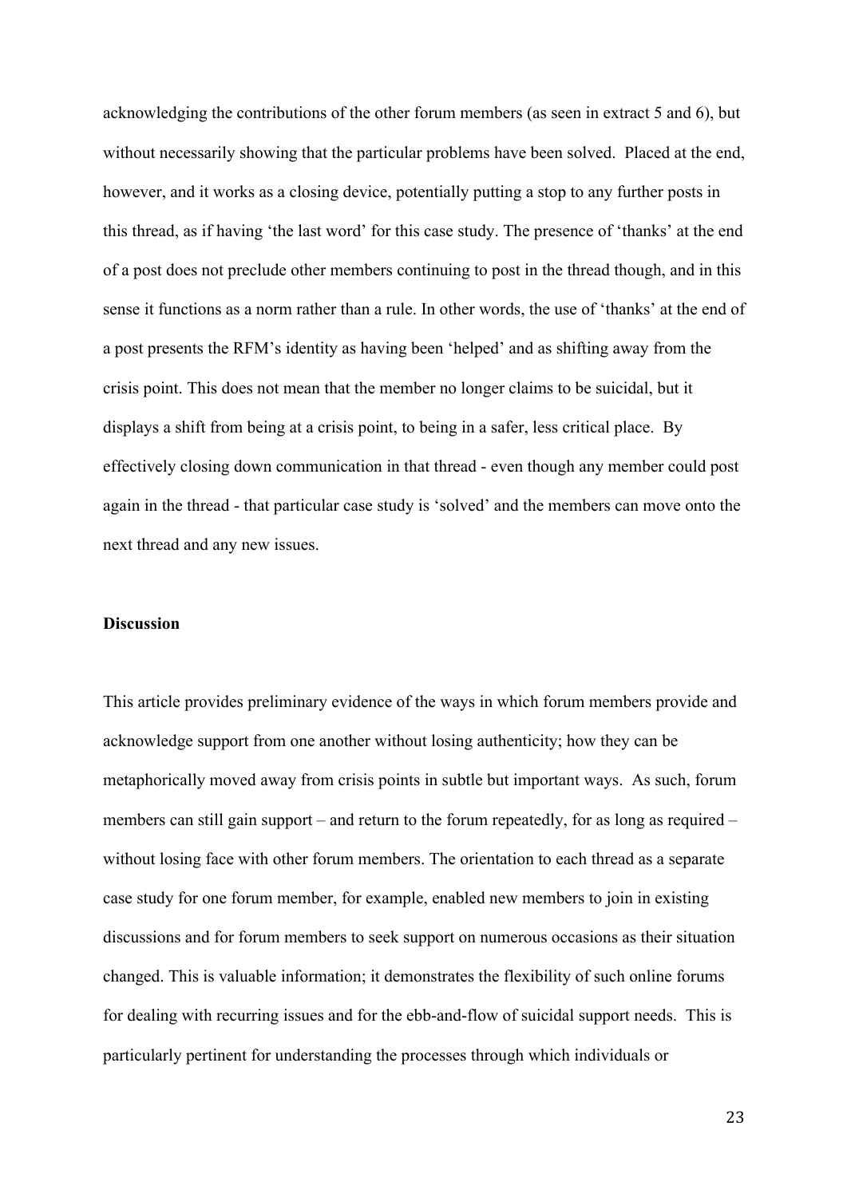acknowledging the contributions of the other forum members (as seen in extract 5 and 6), but without necessarily showing that the particular problems have been solved. Placed at the end, however, and it works as a closing device, potentially putting a stop to any further posts in this thread, as if having 'the last word' for this case study. The presence of 'thanks' at the end of a post does not preclude other members continuing to post in the thread though, and in this sense it functions as a norm rather than a rule. In other words, the use of 'thanks' at the end of a post presents the RFM's identity as having been 'helped' and as shifting away from the crisis point. This does not mean that the member no longer claims to be suicidal, but it displays a shift from being at a crisis point, to being in a safer, less critical place. By effectively closing down communication in that thread - even though any member could post again in the thread - that particular case study is 'solved' and the members can move onto the next thread and any new issues.

**Discussion**

This article provides preliminary evidence of the ways in which forum members provide and acknowledge support from one another without losing authenticity; how they can be metaphorically moved away from crisis points in subtle but important ways. As such, forum members can still gain support – and return to the forum repeatedly, for as long as required – without losing face with other forum members. The orientation to each thread as a separate case study for one forum member, for example, enabled new members to join in existing discussions and for forum members to seek support on numerous occasions as their situation changed. This is valuable information; it demonstrates the flexibility of such online forums for dealing with recurring issues and for the ebb-and-flow of suicidal support needs. This is particularly pertinent for understanding the processes through which individuals or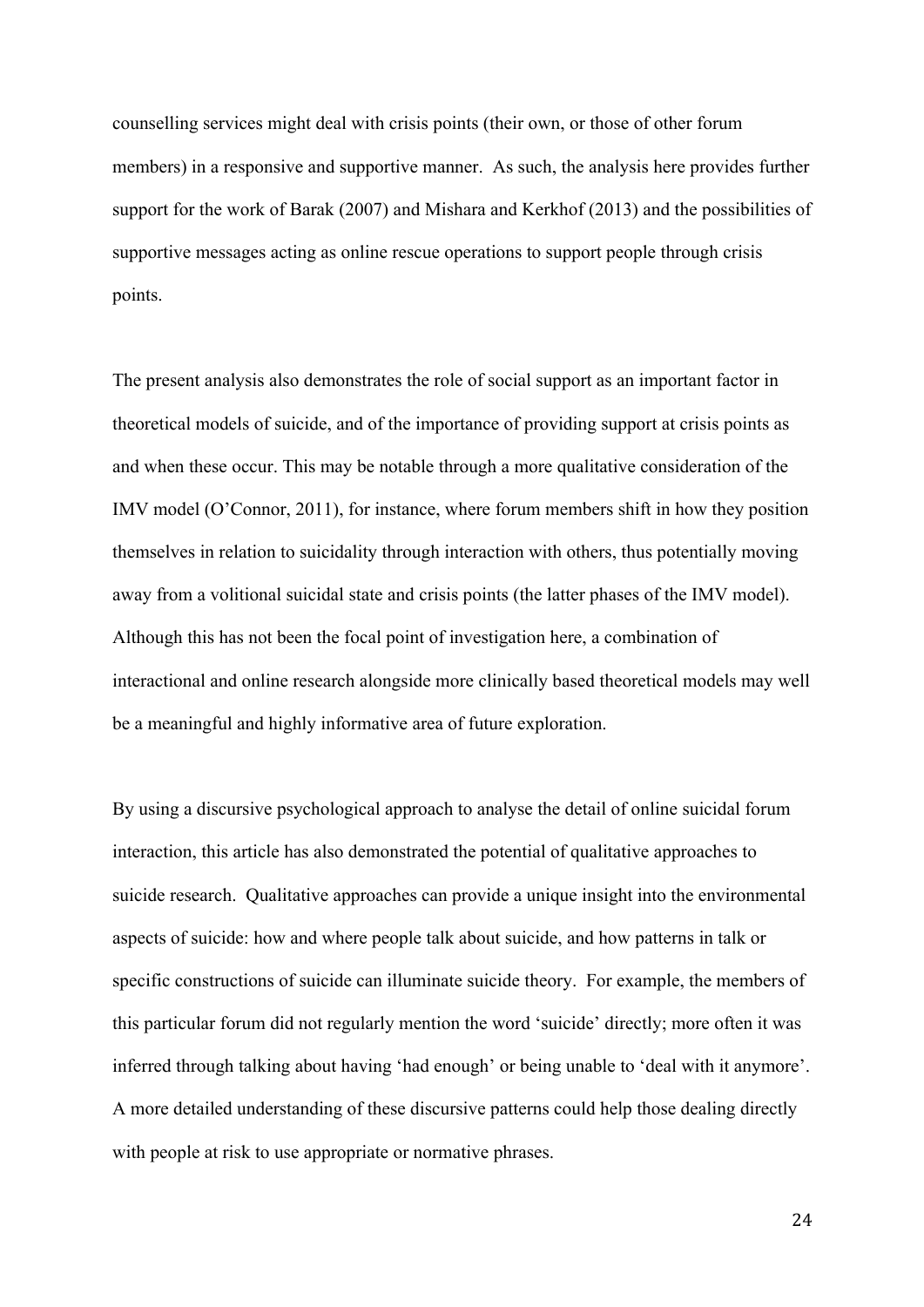counselling services might deal with crisis points (their own, or those of other forum members) in a responsive and supportive manner. As such, the analysis here provides further support for the work of Barak (2007) and Mishara and Kerkhof (2013) and the possibilities of supportive messages acting as online rescue operations to support people through crisis points.

The present analysis also demonstrates the role of social support as an important factor in theoretical models of suicide, and of the importance of providing support at crisis points as and when these occur. This may be notable through a more qualitative consideration of the IMV model (O'Connor, 2011), for instance, where forum members shift in how they position themselves in relation to suicidality through interaction with others, thus potentially moving away from a volitional suicidal state and crisis points (the latter phases of the IMV model). Although this has not been the focal point of investigation here, a combination of interactional and online research alongside more clinically based theoretical models may well be a meaningful and highly informative area of future exploration.

By using a discursive psychological approach to analyse the detail of online suicidal forum interaction, this article has also demonstrated the potential of qualitative approaches to suicide research. Qualitative approaches can provide a unique insight into the environmental aspects of suicide: how and where people talk about suicide, and how patterns in talk or specific constructions of suicide can illuminate suicide theory. For example, the members of this particular forum did not regularly mention the word 'suicide' directly; more often it was inferred through talking about having 'had enough' or being unable to 'deal with it anymore'. A more detailed understanding of these discursive patterns could help those dealing directly with people at risk to use appropriate or normative phrases.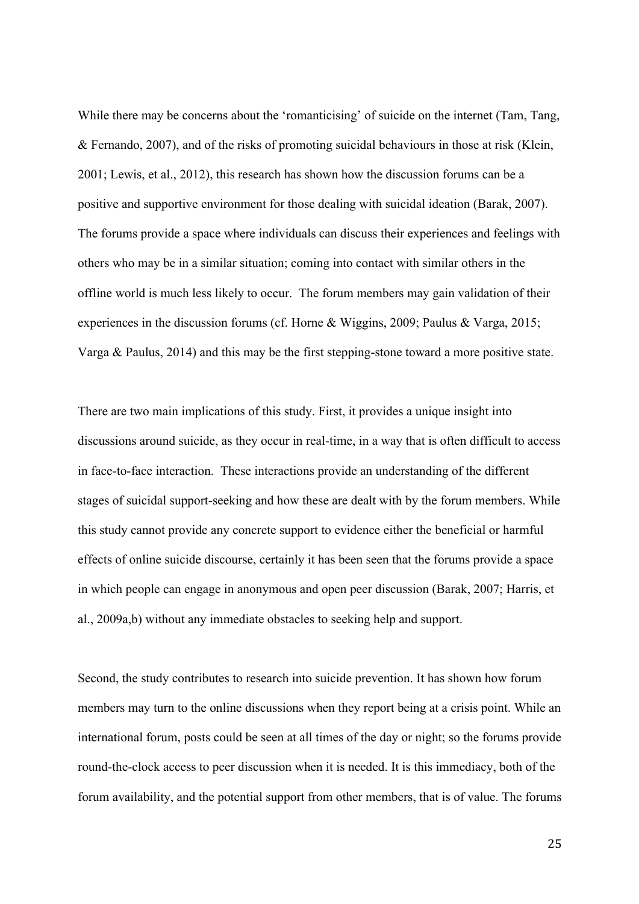While there may be concerns about the 'romanticising' of suicide on the internet (Tam, Tang, & Fernando, 2007), and of the risks of promoting suicidal behaviours in those at risk (Klein, 2001; Lewis, et al., 2012), this research has shown how the discussion forums can be a positive and supportive environment for those dealing with suicidal ideation (Barak, 2007). The forums provide a space where individuals can discuss their experiences and feelings with others who may be in a similar situation; coming into contact with similar others in the offline world is much less likely to occur. The forum members may gain validation of their experiences in the discussion forums (cf. Horne & Wiggins, 2009; Paulus & Varga, 2015; Varga & Paulus, 2014) and this may be the first stepping-stone toward a more positive state.

There are two main implications of this study. First, it provides a unique insight into discussions around suicide, as they occur in real-time, in a way that is often difficult to access in face-to-face interaction. These interactions provide an understanding of the different stages of suicidal support-seeking and how these are dealt with by the forum members. While this study cannot provide any concrete support to evidence either the beneficial or harmful effects of online suicide discourse, certainly it has been seen that the forums provide a space in which people can engage in anonymous and open peer discussion (Barak, 2007; Harris, et al., 2009a,b) without any immediate obstacles to seeking help and support.

Second, the study contributes to research into suicide prevention. It has shown how forum members may turn to the online discussions when they report being at a crisis point. While an international forum, posts could be seen at all times of the day or night; so the forums provide round-the-clock access to peer discussion when it is needed. It is this immediacy, both of the forum availability, and the potential support from other members, that is of value. The forums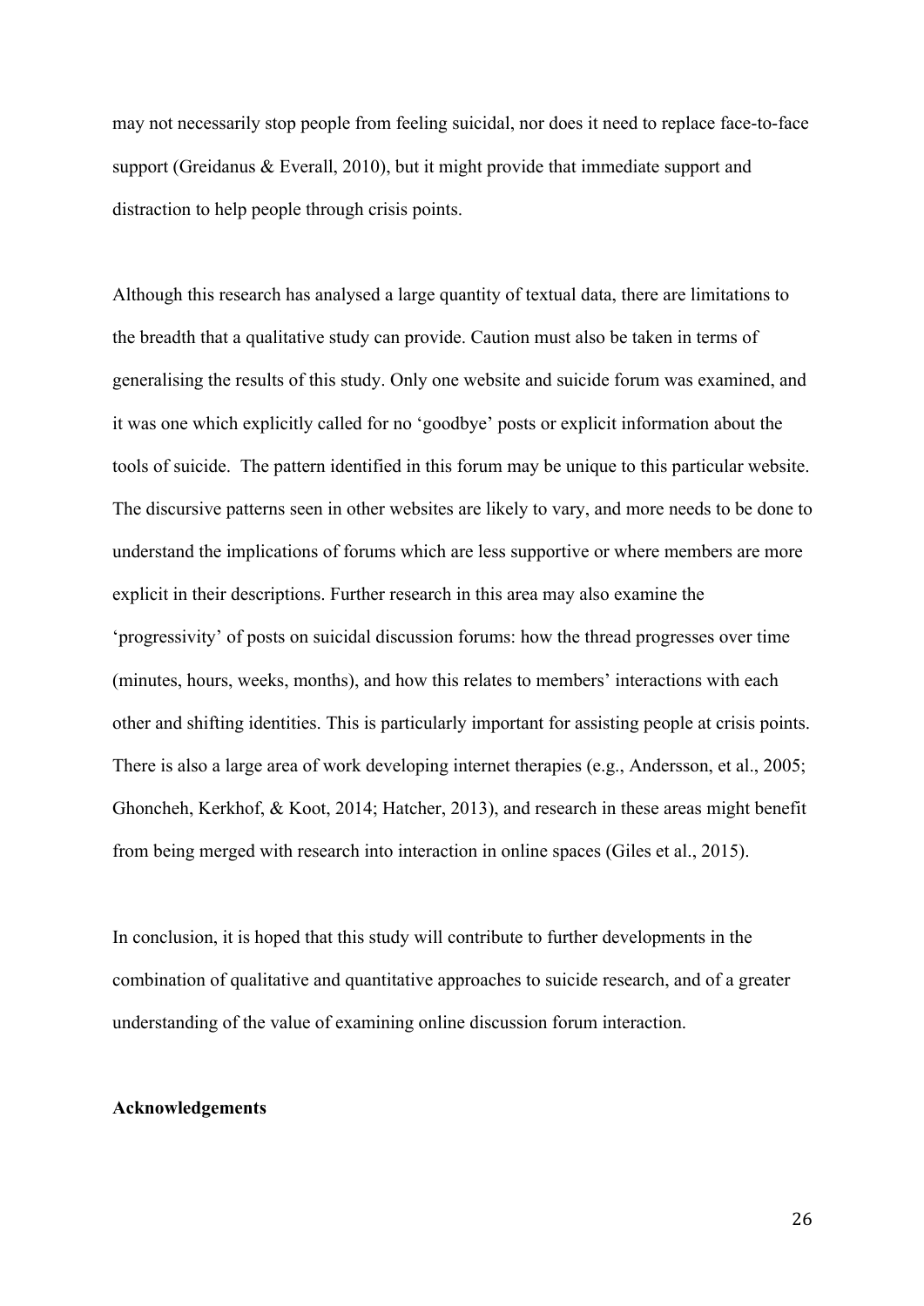may not necessarily stop people from feeling suicidal, nor does it need to replace face-to-face support (Greidanus & Everall, 2010), but it might provide that immediate support and distraction to help people through crisis points.

Although this research has analysed a large quantity of textual data, there are limitations to the breadth that a qualitative study can provide. Caution must also be taken in terms of generalising the results of this study. Only one website and suicide forum was examined, and it was one which explicitly called for no 'goodbye' posts or explicit information about the tools of suicide. The pattern identified in this forum may be unique to this particular website. The discursive patterns seen in other websites are likely to vary, and more needs to be done to understand the implications of forums which are less supportive or where members are more explicit in their descriptions. Further research in this area may also examine the 'progressivity' of posts on suicidal discussion forums: how the thread progresses over time (minutes, hours, weeks, months), and how this relates to members' interactions with each other and shifting identities. This is particularly important for assisting people at crisis points. There is also a large area of work developing internet therapies (e.g., Andersson, et al., 2005; Ghoncheh, Kerkhof, & Koot, 2014; Hatcher, 2013), and research in these areas might benefit from being merged with research into interaction in online spaces (Giles et al., 2015).

In conclusion, it is hoped that this study will contribute to further developments in the combination of qualitative and quantitative approaches to suicide research, and of a greater understanding of the value of examining online discussion forum interaction.

**Acknowledgements**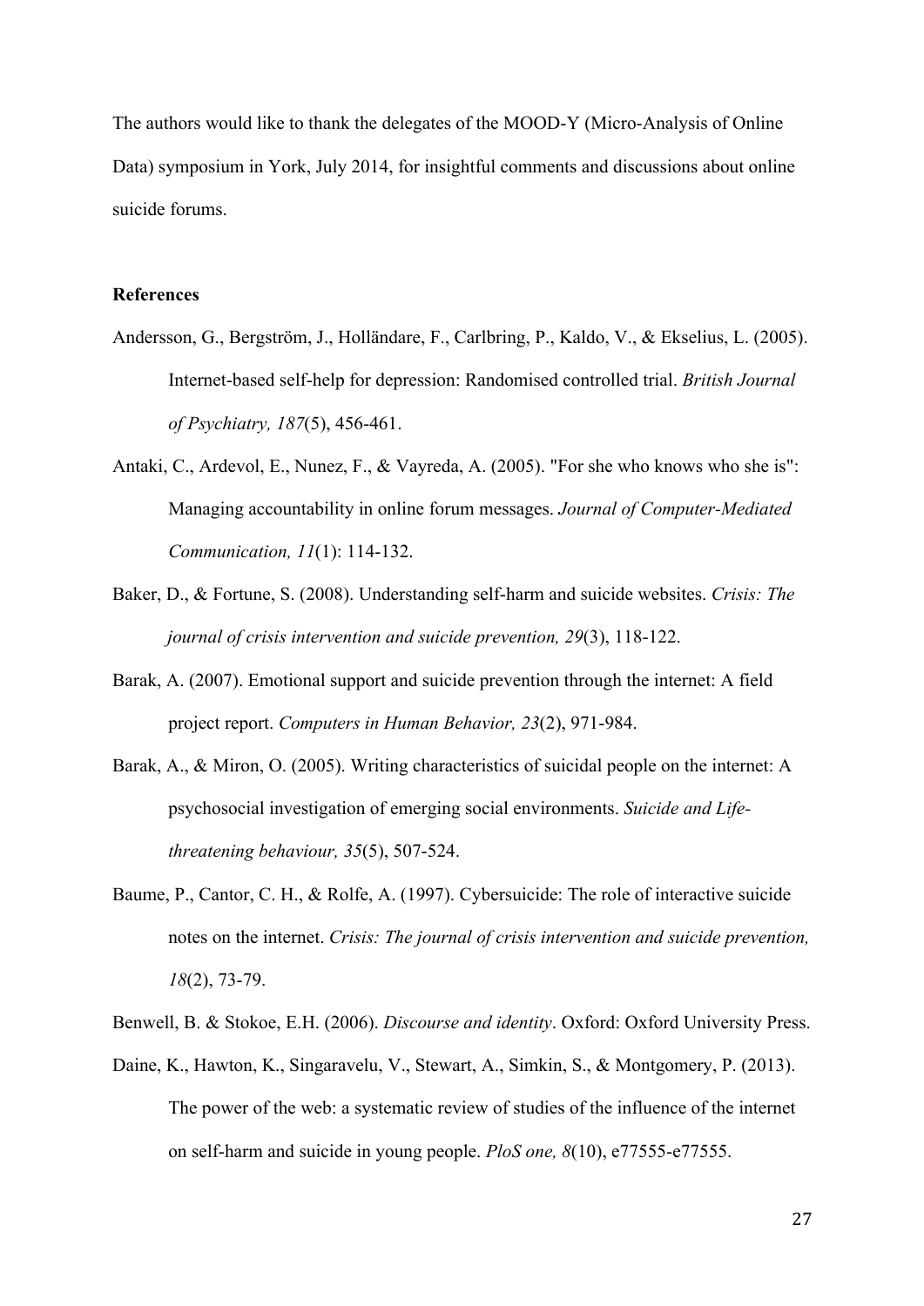The authors would like to thank the delegates of the MOOD-Y (Micro-Analysis of Online Data) symposium in York, July 2014, for insightful comments and discussions about online suicide forums.

**References**

Andersson, G., Bergström, J., Holländare, F., Carlbring, P., Kaldo, V., & Ekselius, L. (2005). Internet-based self-help for depression: Randomised controlled trial. *British Journal of Psychiatry, 187*(5), 456-461.

Antaki, C., Ardevol, E., Nunez, F., & Vayreda, A. (2005). "For she who knows who she is": Managing accountability in online forum messages. *Journal of Computer-Mediated Communication, 11*(1): 114-132.

Baker, D., & Fortune, S. (2008). Understanding self-harm and suicide websites. *Crisis: The journal of crisis intervention and suicide prevention, 29*(3), 118-122.

Barak, A. (2007). Emotional support and suicide prevention through the internet: A field project report. *Computers in Human Behavior, 23*(2), 971-984.

Barak, A., & Miron, O. (2005). Writing characteristics of suicidal people on the internet: A psychosocial investigation of emerging social environments. *Suicide and Life-threatening behaviour, 35*(5), 507-524.

Baume, P., Cantor, C. H., & Rolfe, A. (1997). Cybersuicide: The role of interactive suicide notes on the internet. *Crisis: The journal of crisis intervention and suicide prevention, 18*(2), 73-79.

Benwell, B. & Stokoe, E.H. (2006). *Discourse and identity*. Oxford: Oxford University Press.

Daine, K., Hawton, K., Singaravelu, V., Stewart, A., Simkin, S., & Montgomery, P. (2013). The power of the web: a systematic review of studies of the influence of the internet on self-harm and suicide in young people. *PloS one, 8*(10), e77555-e77555.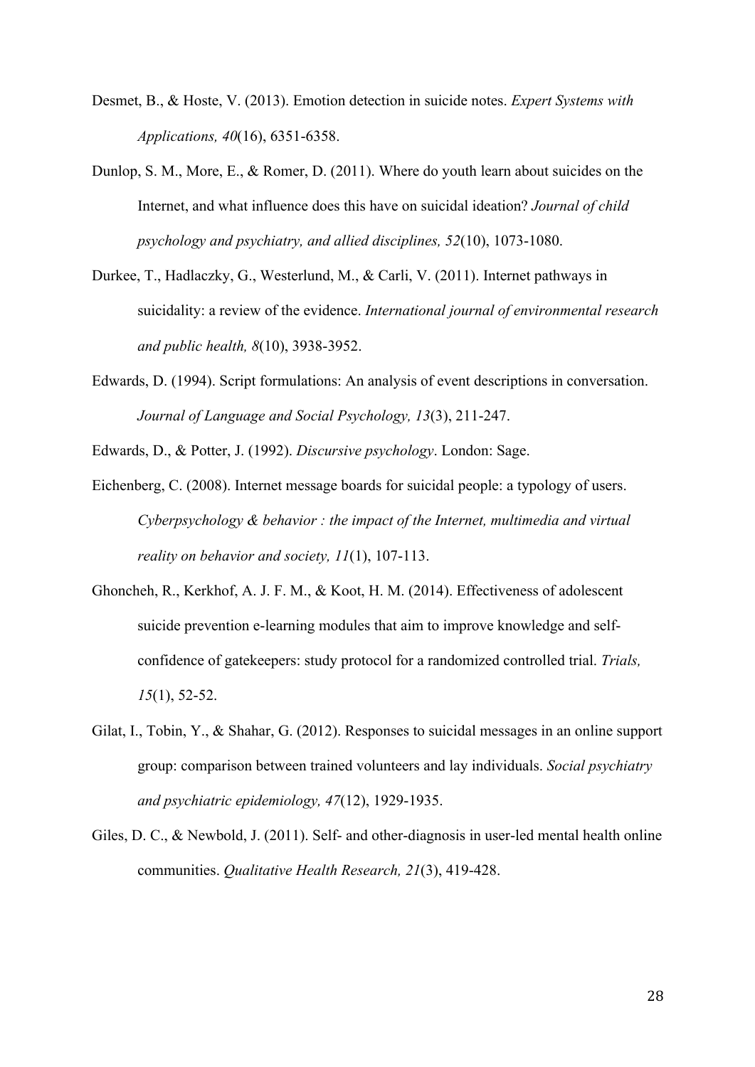Desmet, B., & Hoste, V. (2013). Emotion detection in suicide notes. *Expert Systems with Applications, 40*(16), 6351-6358.

Dunlop, S. M., More, E., & Romer, D. (2011). Where do youth learn about suicides on the Internet, and what influence does this have on suicidal ideation? *Journal of child psychology and psychiatry, and allied disciplines, 52*(10), 1073-1080.

Durkee, T., Hadlaczky, G., Westerlund, M., & Carli, V. (2011). Internet pathways in suicidality: a review of the evidence. *International journal of environmental research and public health, 8*(10), 3938-3952.

Edwards, D. (1994). Script formulations: An analysis of event descriptions in conversation. *Journal of Language and Social Psychology, 13*(3), 211-247.

Edwards, D., & Potter, J. (1992). *Discursive psychology*. London: Sage.

Eichenberg, C. (2008). Internet message boards for suicidal people: a typology of users. *Cyberpsychology & behavior : the impact of the Internet, multimedia and virtual reality on behavior and society, 11*(1), 107-113.

Ghoncheh, R., Kerkhof, A. J. F. M., & Koot, H. M. (2014). Effectiveness of adolescent suicide prevention e-learning modules that aim to improve knowledge and self-confidence of gatekeepers: study protocol for a randomized controlled trial. *Trials, 15*(1), 52-52.

Gilat, I., Tobin, Y., & Shahar, G. (2012). Responses to suicidal messages in an online support group: comparison between trained volunteers and lay individuals. *Social psychiatry and psychiatric epidemiology, 47*(12), 1929-1935.

Giles, D. C., & Newbold, J. (2011). Self- and other-diagnosis in user-led mental health online communities. *Qualitative Health Research, 21*(3), 419-428.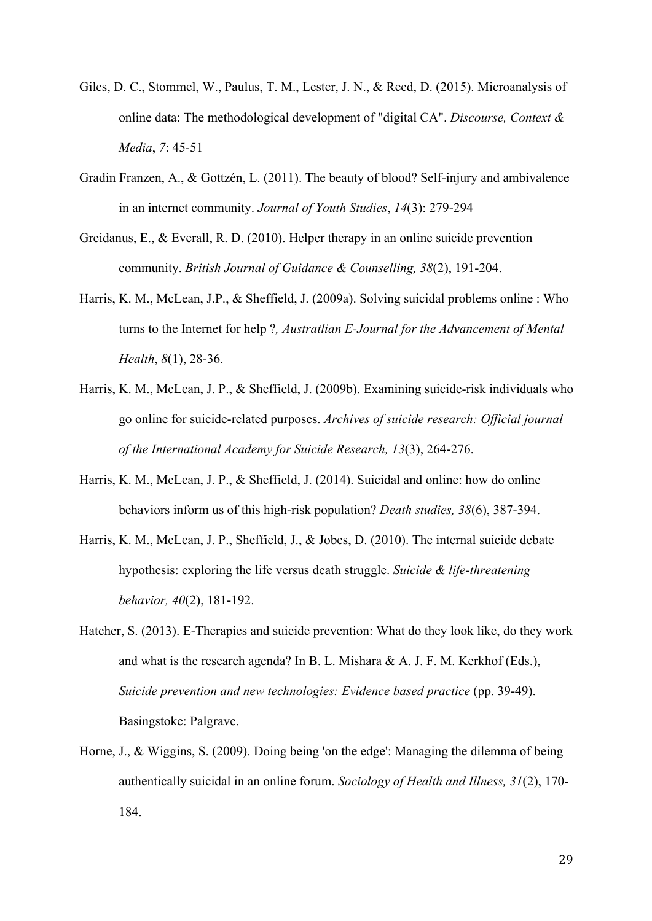Giles, D. C., Stommel, W., Paulus, T. M., Lester, J. N., & Reed, D. (2015). Microanalysis of online data: The methodological development of "digital CA". *Discourse, Context & Media*, *7*: 45-51

Gradin Franzen, A., & Gottzén, L. (2011). The beauty of blood? Self-injury and ambivalence in an internet community. *Journal of Youth Studies*, *14*(3): 279-294

Greidanus, E., & Everall, R. D. (2010). Helper therapy in an online suicide prevention community. *British Journal of Guidance & Counselling, 38*(2), 191-204.

Harris, K. M., McLean, J.P., & Sheffield, J. (2009a). Solving suicidal problems online : Who turns to the Internet for help ?*, Austratlian E-Journal for the Advancement of Mental Health*, *8*(1), 28-36.

Harris, K. M., McLean, J. P., & Sheffield, J. (2009b). Examining suicide-risk individuals who go online for suicide-related purposes. *Archives of suicide research: Official journal of the International Academy for Suicide Research, 13*(3), 264-276.

Harris, K. M., McLean, J. P., & Sheffield, J. (2014). Suicidal and online: how do online behaviors inform us of this high-risk population? *Death studies, 38*(6), 387-394.

Harris, K. M., McLean, J. P., Sheffield, J., & Jobes, D. (2010). The internal suicide debate hypothesis: exploring the life versus death struggle. *Suicide & life-threatening behavior, 40*(2), 181-192.

Hatcher, S. (2013). E-Therapies and suicide prevention: What do they look like, do they work and what is the research agenda? In B. L. Mishara & A. J. F. M. Kerkhof (Eds.), *Suicide prevention and new technologies: Evidence based practice* (pp. 39-49). Basingstoke: Palgrave.

Horne, J., & Wiggins, S. (2009). Doing being 'on the edge': Managing the dilemma of being authentically suicidal in an online forum. *Sociology of Health and Illness, 31*(2), 170-184.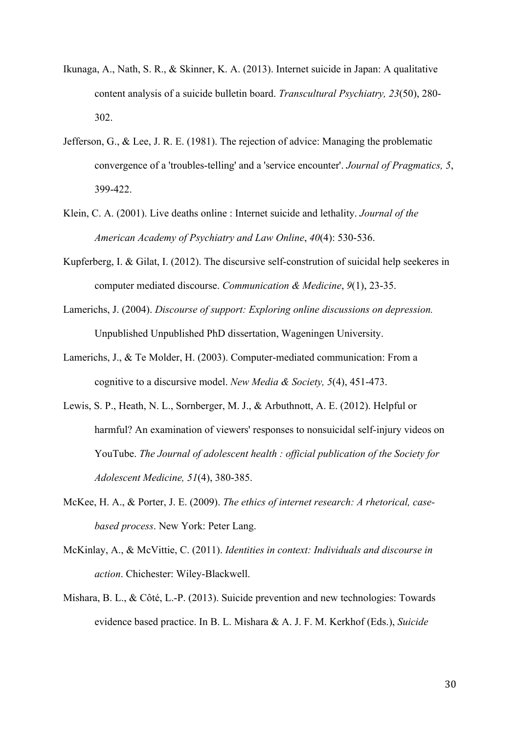Ikunaga, A., Nath, S. R., & Skinner, K. A. (2013). Internet suicide in Japan: A qualitative content analysis of a suicide bulletin board. *Transcultural Psychiatry, 23*(50), 280-302.

Jefferson, G., & Lee, J. R. E. (1981). The rejection of advice: Managing the problematic convergence of a 'troubles-telling' and a 'service encounter'. *Journal of Pragmatics, 5*, 399-422.

Klein, C. A. (2001). Live deaths online : Internet suicide and lethality. *Journal of the American Academy of Psychiatry and Law Online*, *40*(4): 530-536.

Kupferberg, I. & Gilat, I. (2012). The discursive self-constrution of suicidal help seekeres in computer mediated discourse. *Communication & Medicine*, *9*(1), 23-35.

Lamerichs, J. (2004). *Discourse of support: Exploring online discussions on depression.* Unpublished Unpublished PhD dissertation, Wageningen University.

Lamerichs, J., & Te Molder, H. (2003). Computer-mediated communication: From a cognitive to a discursive model. *New Media & Society, 5*(4), 451-473.

Lewis, S. P., Heath, N. L., Sornberger, M. J., & Arbuthnott, A. E. (2012). Helpful or harmful? An examination of viewers' responses to nonsuicidal self-injury videos on YouTube. *The Journal of adolescent health : official publication of the Society for Adolescent Medicine, 51*(4), 380-385.

McKee, H. A., & Porter, J. E. (2009). *The ethics of internet research: A rhetorical, case-based process*. New York: Peter Lang.

McKinlay, A., & McVittie, C. (2011). *Identities in context: Individuals and discourse in action*. Chichester: Wiley-Blackwell.

Mishara, B. L., & Côté, L.-P. (2013). Suicide prevention and new technologies: Towards evidence based practice. In B. L. Mishara & A. J. F. M. Kerkhof (Eds.), *Suicide*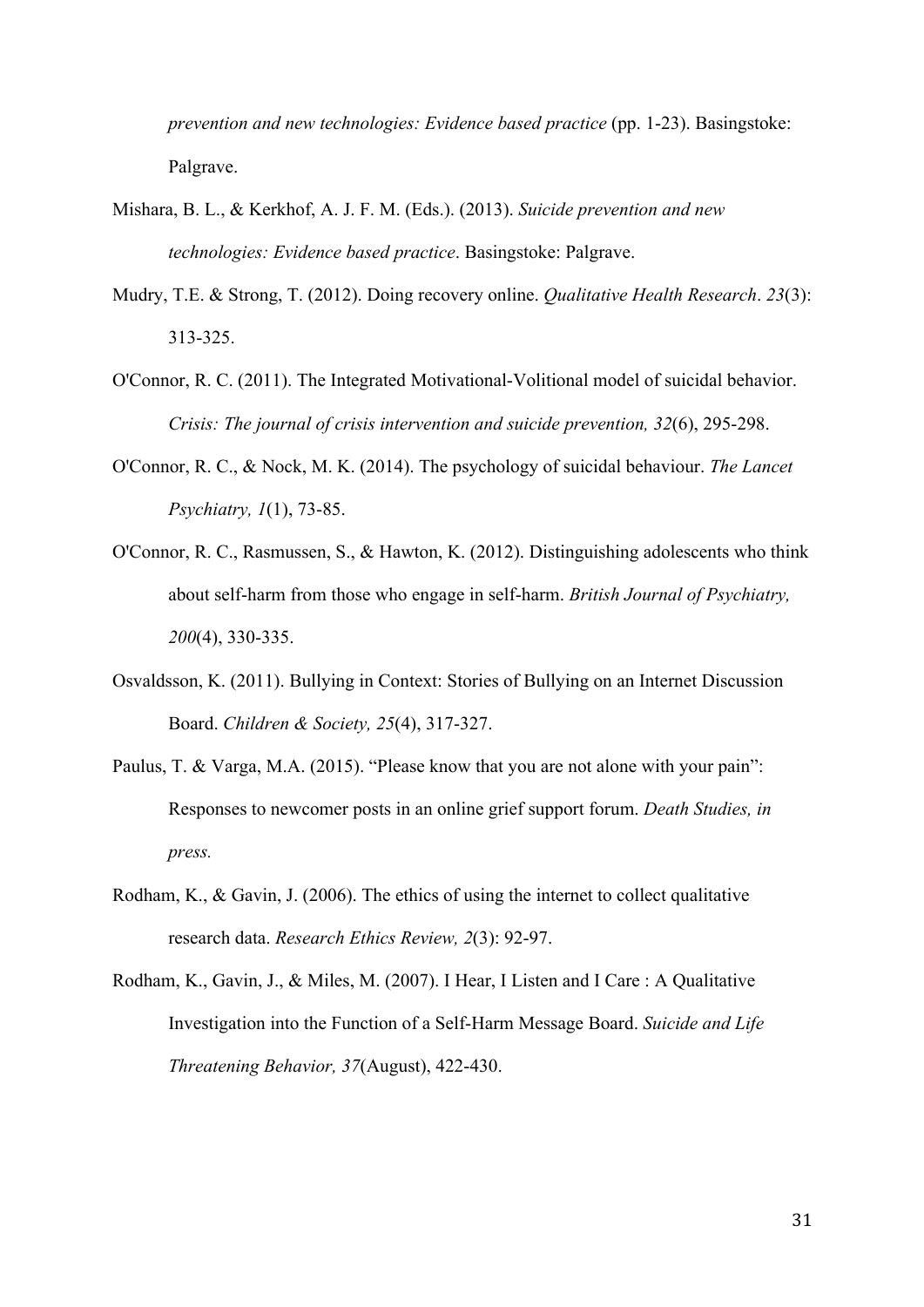*prevention and new technologies: Evidence based practice* (pp. 1-23). Basingstoke: Palgrave.

Mishara, B. L., & Kerkhof, A. J. F. M. (Eds.). (2013). *Suicide prevention and new technologies: Evidence based practice*. Basingstoke: Palgrave.

Mudry, T.E. & Strong, T. (2012). Doing recovery online. *Qualitative Health Research*. *23*(3): 313-325.

O'Connor, R. C. (2011). The Integrated Motivational-Volitional model of suicidal behavior. *Crisis: The journal of crisis intervention and suicide prevention, 32*(6), 295-298.

O'Connor, R. C., & Nock, M. K. (2014). The psychology of suicidal behaviour. *The Lancet Psychiatry, 1*(1), 73-85.

O'Connor, R. C., Rasmussen, S., & Hawton, K. (2012). Distinguishing adolescents who think about self-harm from those who engage in self-harm. *British Journal of Psychiatry, 200*(4), 330-335.

Osvaldsson, K. (2011). Bullying in Context: Stories of Bullying on an Internet Discussion Board. *Children & Society, 25*(4), 317-327.

Paulus, T. & Varga, M.A. (2015). "Please know that you are not alone with your pain": Responses to newcomer posts in an online grief support forum. *Death Studies, in press.*

Rodham, K., & Gavin, J. (2006). The ethics of using the internet to collect qualitative research data. *Research Ethics Review, 2*(3): 92-97.

Rodham, K., Gavin, J., & Miles, M. (2007). I Hear, I Listen and I Care : A Qualitative Investigation into the Function of a Self-Harm Message Board. *Suicide and Life Threatening Behavior, 37*(August), 422-430.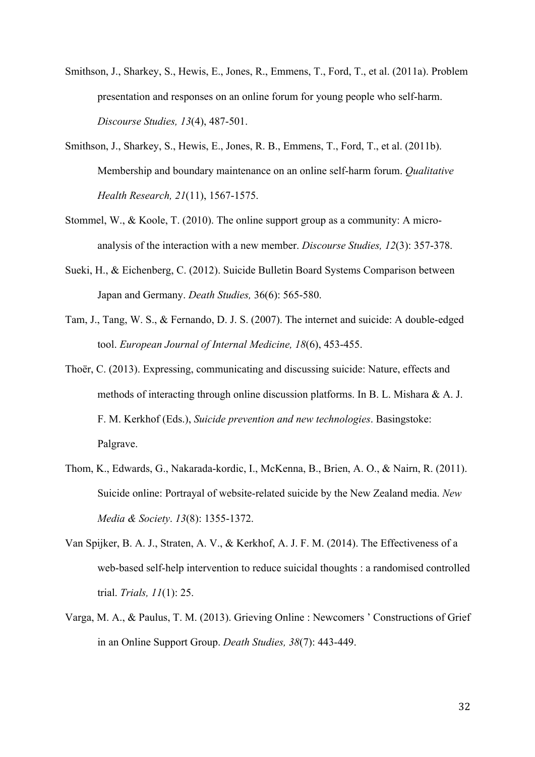Smithson, J., Sharkey, S., Hewis, E., Jones, R., Emmens, T., Ford, T., et al. (2011a). Problem presentation and responses on an online forum for young people who self-harm. *Discourse Studies, 13*(4), 487-501.

Smithson, J., Sharkey, S., Hewis, E., Jones, R. B., Emmens, T., Ford, T., et al. (2011b). Membership and boundary maintenance on an online self-harm forum. *Qualitative Health Research, 21*(11), 1567-1575.

Stommel, W., & Koole, T. (2010). The online support group as a community: A micro-analysis of the interaction with a new member. *Discourse Studies, 12*(3): 357-378.

Sueki, H., & Eichenberg, C. (2012). Suicide Bulletin Board Systems Comparison between Japan and Germany. *Death Studies,* 36(6): 565-580.

Tam, J., Tang, W. S., & Fernando, D. J. S. (2007). The internet and suicide: A double-edged tool. *European Journal of Internal Medicine, 18*(6), 453-455.

Thoër, C. (2013). Expressing, communicating and discussing suicide: Nature, effects and methods of interacting through online discussion platforms. In B. L. Mishara & A. J. F. M. Kerkhof (Eds.), *Suicide prevention and new technologies*. Basingstoke: Palgrave.

Thom, K., Edwards, G., Nakarada-kordic, I., McKenna, B., Brien, A. O., & Nairn, R. (2011). Suicide online: Portrayal of website-related suicide by the New Zealand media. *New Media & Society*. *13*(8): 1355-1372.

Van Spijker, B. A. J., Straten, A. V., & Kerkhof, A. J. F. M. (2014). The Effectiveness of a web-based self-help intervention to reduce suicidal thoughts : a randomised controlled trial. *Trials, 11*(1): 25.

Varga, M. A., & Paulus, T. M. (2013). Grieving Online : Newcomers ' Constructions of Grief in an Online Support Group. *Death Studies, 38*(7): 443-449.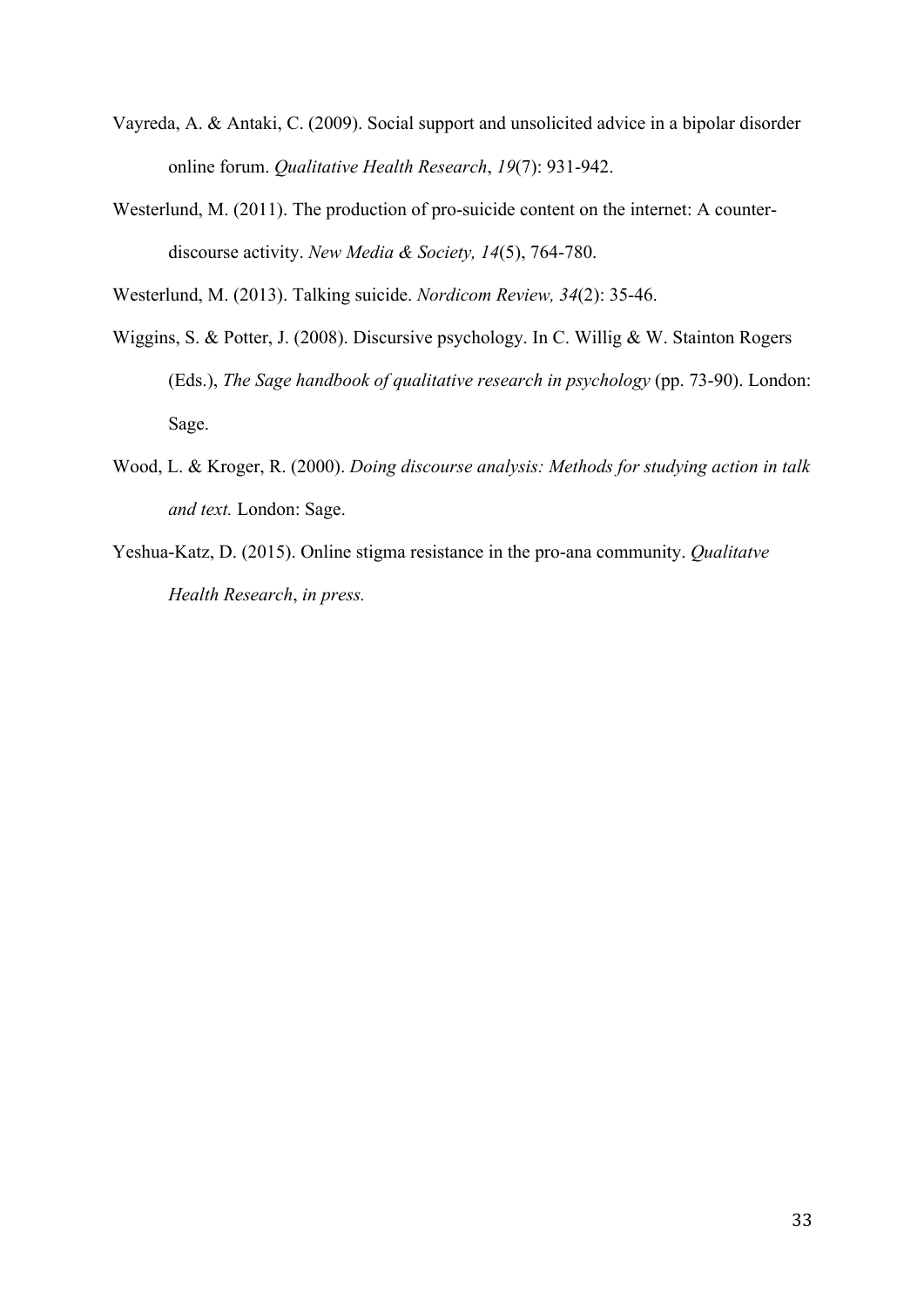Vayreda, A. & Antaki, C. (2009). Social support and unsolicited advice in a bipolar disorder online forum. *Qualitative Health Research*, *19*(7): 931-942.

Westerlund, M. (2011). The production of pro-suicide content on the internet: A counter-discourse activity. *New Media & Society, 14*(5), 764-780.

Westerlund, M. (2013). Talking suicide. *Nordicom Review, 34*(2): 35-46.

Wiggins, S. & Potter, J. (2008). Discursive psychology. In C. Willig & W. Stainton Rogers (Eds.), *The Sage handbook of qualitative research in psychology* (pp. 73-90). London: Sage.

Wood, L. & Kroger, R. (2000). *Doing discourse analysis: Methods for studying action in talk and text.* London: Sage.

Yeshua-Katz, D. (2015). Online stigma resistance in the pro-ana community. *Qualitatve Health Research*, *in press.*